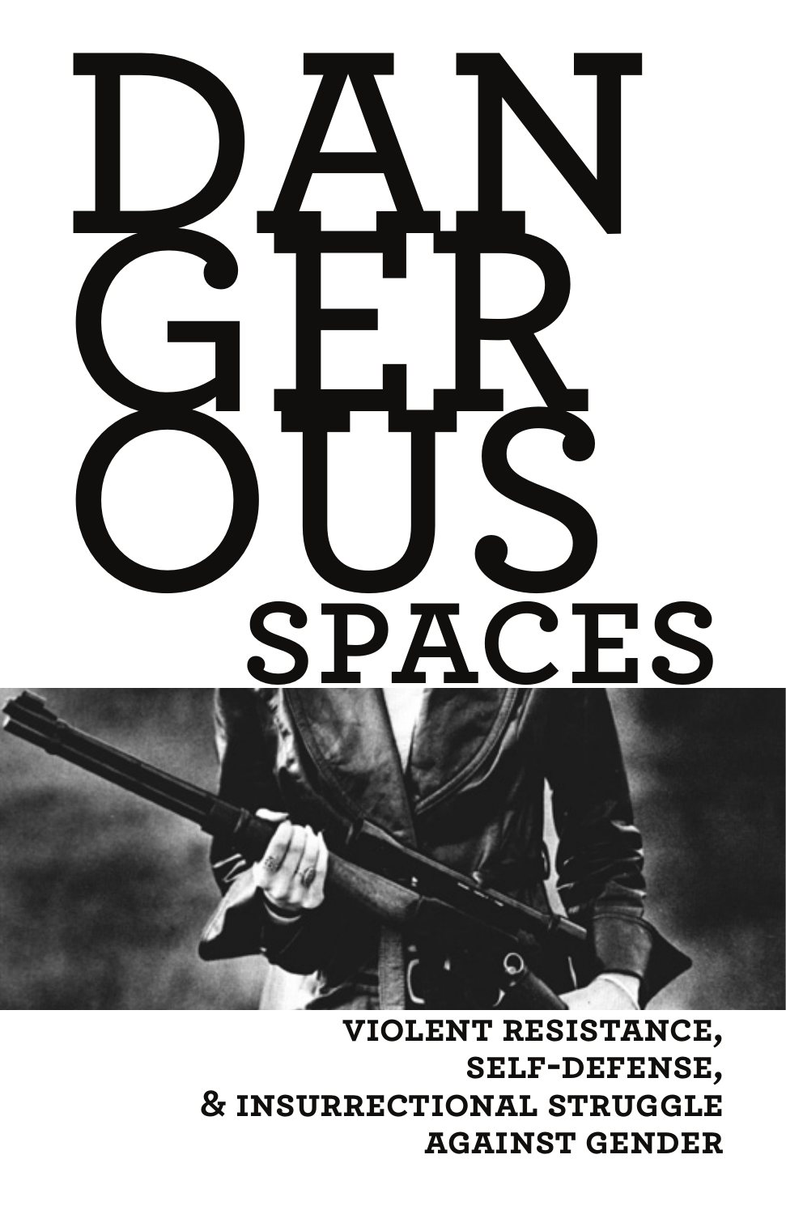# DANGEROUS SPACES

**VIOLENT RESISTANCE, SELF-DEFENSE, & INSURRECTIONAL STRUGGLE AGAINST GENDER**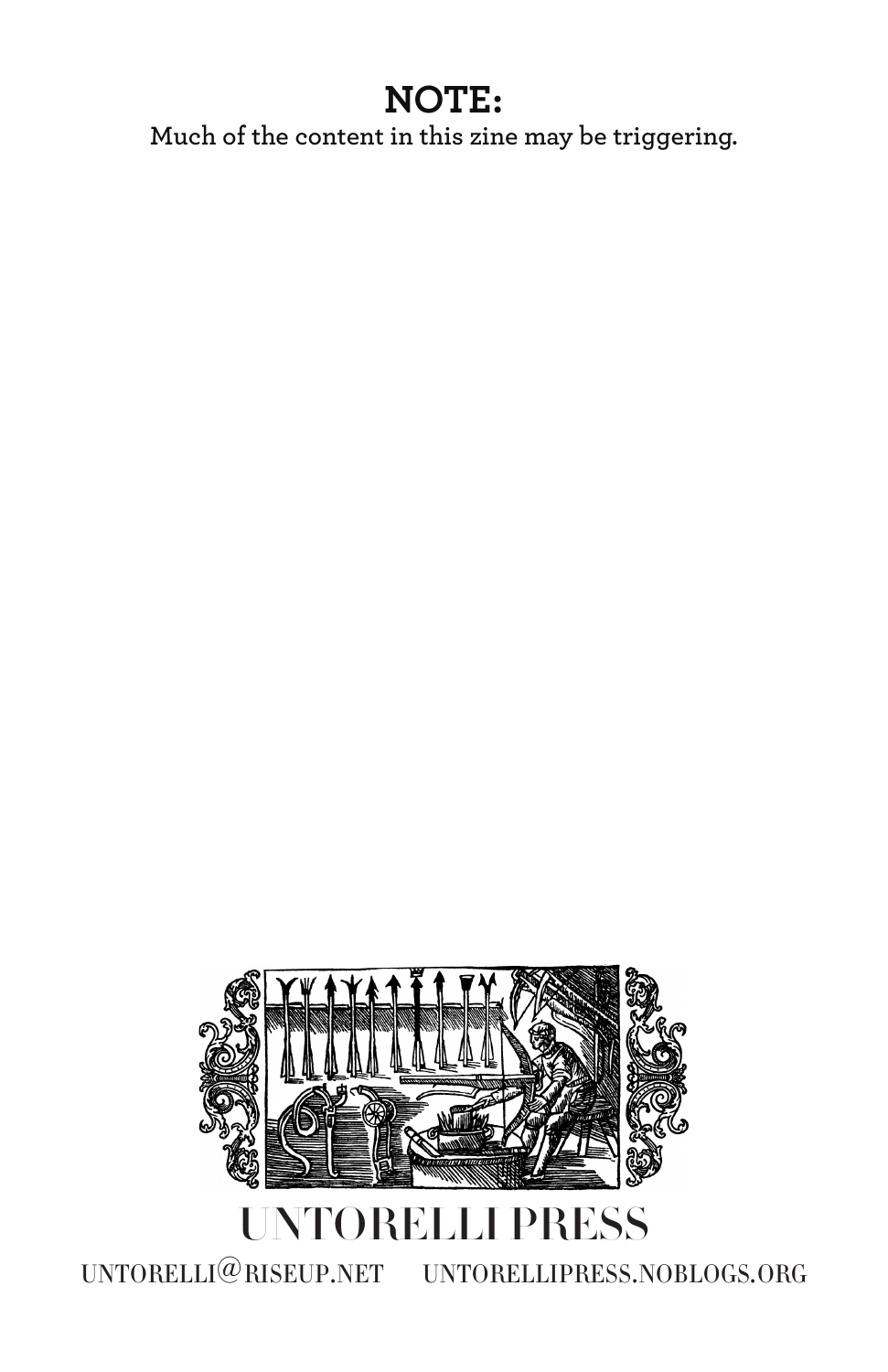## NOTE:

Much of the content in this zine may be triggering.

UNTORELLI PRESS

UNTORELLI@RISEUP.NET UNTORELLIPRESS.NOBLOGS.ORG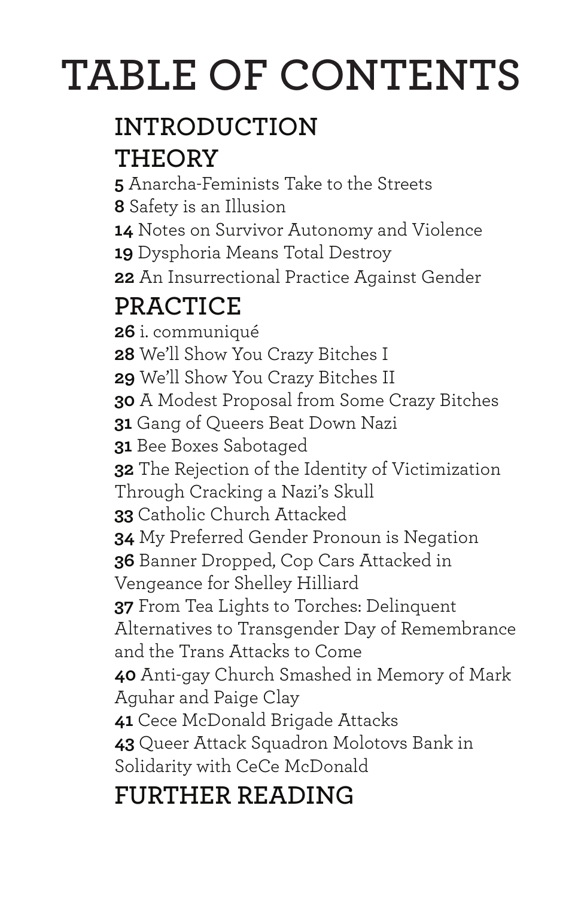# TABLE OF CONTENTS

## INTRODUCTION

## THEORY

**5** Anarcha-Feminists Take to the Streets
**8** Safety is an Illusion
**14** Notes on Survivor Autonomy and Violence
**19** Dysphoria Means Total Destroy
**22** An Insurrectional Practice Against Gender

## PRACTICE

**26** i. communiqué
**28** We'll Show You Crazy Bitches I
**29** We'll Show You Crazy Bitches II
**30** A Modest Proposal from Some Crazy Bitches
**31** Gang of Queers Beat Down Nazi
**31** Bee Boxes Sabotaged
**32** The Rejection of the Identity of Victimization Through Cracking a Nazi's Skull
**33** Catholic Church Attacked
**34** My Preferred Gender Pronoun is Negation
**36** Banner Dropped, Cop Cars Attacked in Vengeance for Shelley Hilliard
**37** From Tea Lights to Torches: Delinquent Alternatives to Transgender Day of Remembrance and the Trans Attacks to Come
**40** Anti-gay Church Smashed in Memory of Mark Aguhar and Paige Clay
**41** Cece McDonald Brigade Attacks
**43** Queer Attack Squadron Molotovs Bank in Solidarity with CeCe McDonald

## FURTHER READING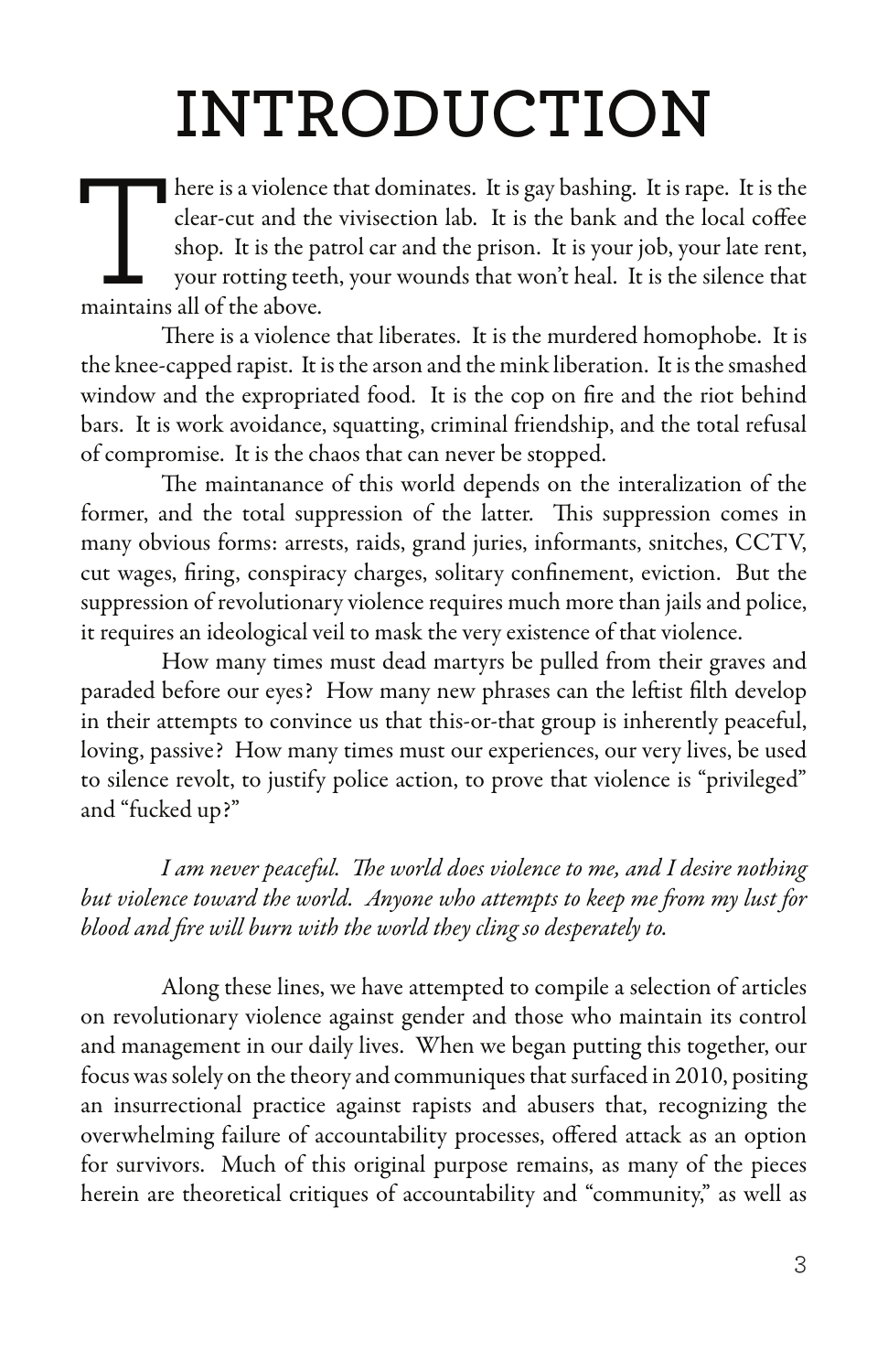# INTRODUCTION

There is a violence that dominates. It is gay bashing. It is rape. It is the clear-cut and the vivisection lab. It is the bank and the local coffee shop. It is the patrol car and the prison. It is your job, your late rent, your rotting teeth, your wounds that won't heal. It is the silence that maintains all of the above.

There is a violence that liberates. It is the murdered homophobe. It is the knee-capped rapist. It is the arson and the mink liberation. It is the smashed window and the expropriated food. It is the cop on fire and the riot behind bars. It is work avoidance, squatting, criminal friendship, and the total refusal of compromise. It is the chaos that can never be stopped.

The maintanance of this world depends on the interalization of the former, and the total suppression of the latter. This suppression comes in many obvious forms: arrests, raids, grand juries, informants, snitches, CCTV, cut wages, firing, conspiracy charges, solitary confinement, eviction. But the suppression of revolutionary violence requires much more than jails and police, it requires an ideological veil to mask the very existence of that violence.

How many times must dead martyrs be pulled from their graves and paraded before our eyes? How many new phrases can the leftist filth develop in their attempts to convince us that this-or-that group is inherently peaceful, loving, passive? How many times must our experiences, our very lives, be used to silence revolt, to justify police action, to prove that violence is "privileged" and "fucked up?"

*I am never peaceful. The world does violence to me, and I desire nothing but violence toward the world. Anyone who attempts to keep me from my lust for blood and fire will burn with the world they cling so desperately to.*

Along these lines, we have attempted to compile a selection of articles on revolutionary violence against gender and those who maintain its control and management in our daily lives. When we began putting this together, our focus was solely on the theory and communiques that surfaced in 2010, positing an insurrectional practice against rapists and abusers that, recognizing the overwhelming failure of accountability processes, offered attack as an option for survivors. Much of this original purpose remains, as many of the pieces herein are theoretical critiques of accountability and "community," as well as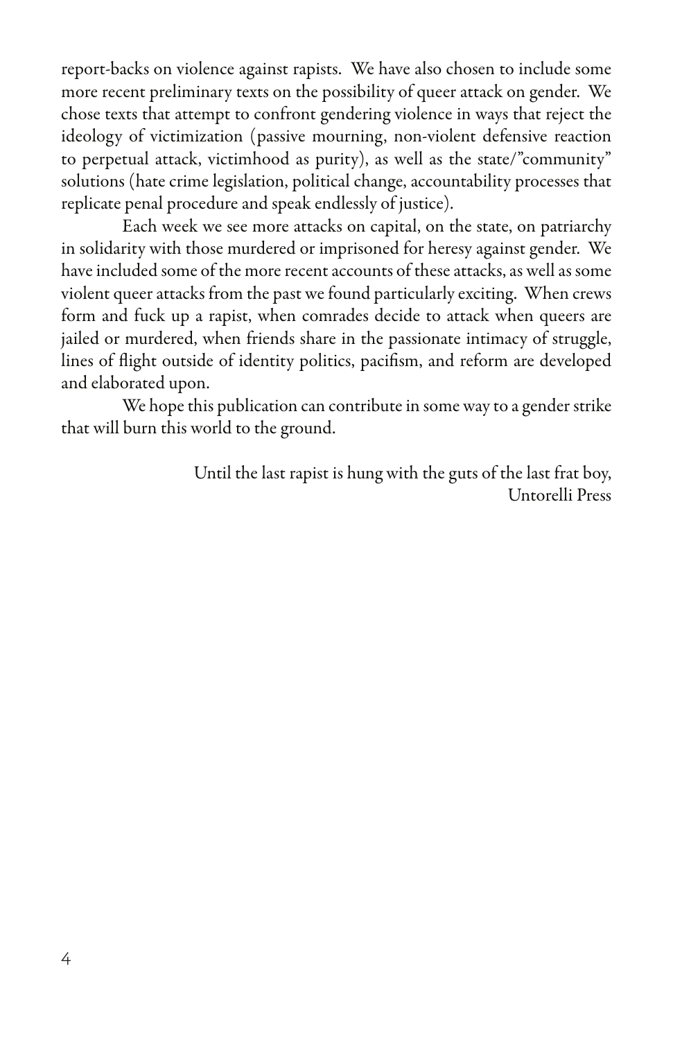report-backs on violence against rapists. We have also chosen to include some more recent preliminary texts on the possibility of queer attack on gender. We chose texts that attempt to confront gendering violence in ways that reject the ideology of victimization (passive mourning, non-violent defensive reaction to perpetual attack, victimhood as purity), as well as the state/"community" solutions (hate crime legislation, political change, accountability processes that replicate penal procedure and speak endlessly of justice).

Each week we see more attacks on capital, on the state, on patriarchy in solidarity with those murdered or imprisoned for heresy against gender. We have included some of the more recent accounts of these attacks, as well as some violent queer attacks from the past we found particularly exciting. When crews form and fuck up a rapist, when comrades decide to attack when queers are jailed or murdered, when friends share in the passionate intimacy of struggle, lines of flight outside of identity politics, pacifism, and reform are developed and elaborated upon.

We hope this publication can contribute in some way to a gender strike that will burn this world to the ground.

Until the last rapist is hung with the guts of the last frat boy,
Untorelli Press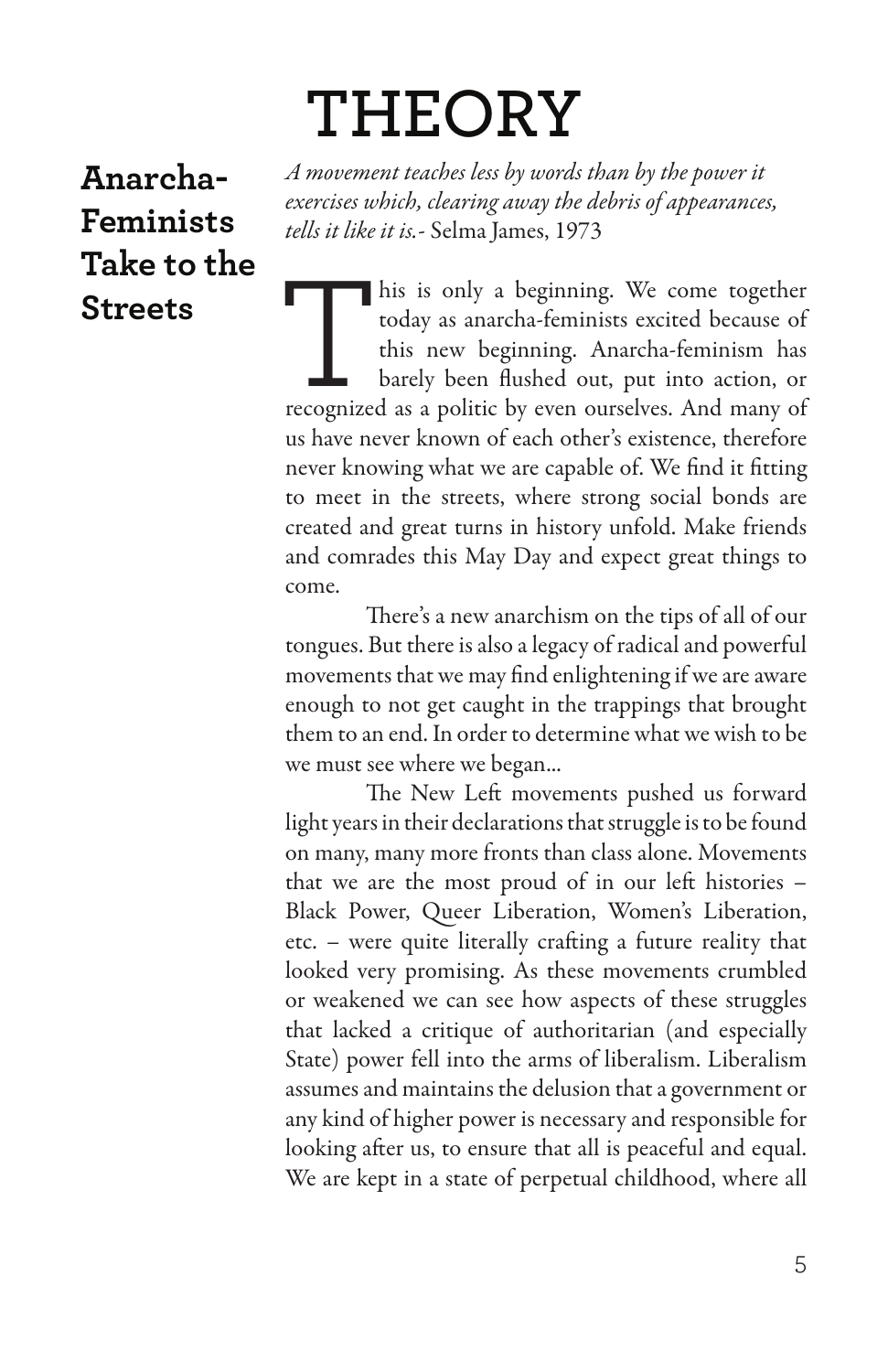# THEORY

## Anarcha-Feminists Take to the Streets

*A movement teaches less by words than by the power it exercises which, clearing away the debris of appearances, tells it like it is.*- Selma James, 1973

This is only a beginning. We come together today as anarcha-feminists excited because of this new beginning. Anarcha-feminism has barely been flushed out, put into action, or recognized as a politic by even ourselves. And many of us have never known of each other's existence, therefore never knowing what we are capable of. We find it fitting to meet in the streets, where strong social bonds are created and great turns in history unfold. Make friends and comrades this May Day and expect great things to come.

There's a new anarchism on the tips of all of our tongues. But there is also a legacy of radical and powerful movements that we may find enlightening if we are aware enough to not get caught in the trappings that brought them to an end. In order to determine what we wish to be we must see where we began...

The New Left movements pushed us forward light years in their declarations that struggle is to be found on many, many more fronts than class alone. Movements that we are the most proud of in our left histories – Black Power, Queer Liberation, Women's Liberation, etc. – were quite literally crafting a future reality that looked very promising. As these movements crumbled or weakened we can see how aspects of these struggles that lacked a critique of authoritarian (and especially State) power fell into the arms of liberalism. Liberalism assumes and maintains the delusion that a government or any kind of higher power is necessary and responsible for looking after us, to ensure that all is peaceful and equal. We are kept in a state of perpetual childhood, where all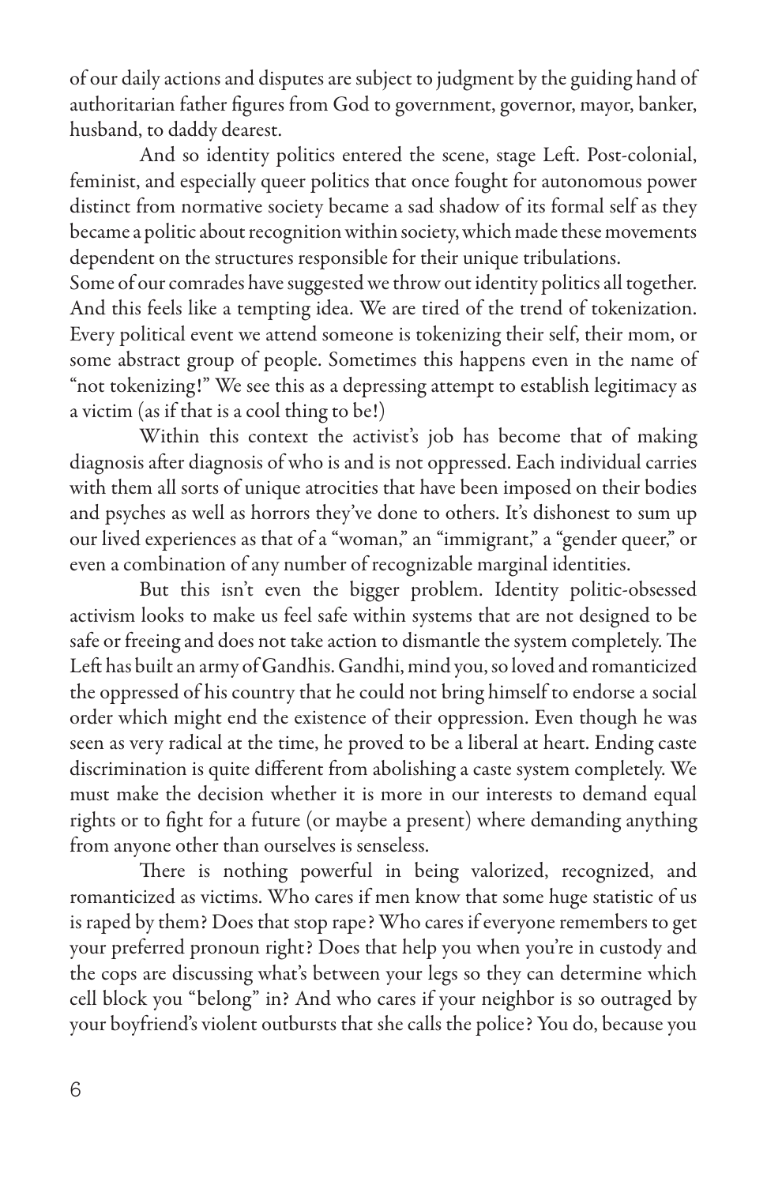of our daily actions and disputes are subject to judgment by the guiding hand of authoritarian father figures from God to government, governor, mayor, banker, husband, to daddy dearest.

And so identity politics entered the scene, stage Left. Post-colonial, feminist, and especially queer politics that once fought for autonomous power distinct from normative society became a sad shadow of its formal self as they became a politic about recognition within society, which made these movements dependent on the structures responsible for their unique tribulations.

Some of our comrades have suggested we throw out identity politics all together. And this feels like a tempting idea. We are tired of the trend of tokenization. Every political event we attend someone is tokenizing their self, their mom, or some abstract group of people. Sometimes this happens even in the name of "not tokenizing!" We see this as a depressing attempt to establish legitimacy as a victim (as if that is a cool thing to be!)

Within this context the activist's job has become that of making diagnosis after diagnosis of who is and is not oppressed. Each individual carries with them all sorts of unique atrocities that have been imposed on their bodies and psyches as well as horrors they've done to others. It's dishonest to sum up our lived experiences as that of a "woman," an "immigrant," a "gender queer," or even a combination of any number of recognizable marginal identities.

But this isn't even the bigger problem. Identity politic-obsessed activism looks to make us feel safe within systems that are not designed to be safe or freeing and does not take action to dismantle the system completely. The Left has built an army of Gandhis. Gandhi, mind you, so loved and romanticized the oppressed of his country that he could not bring himself to endorse a social order which might end the existence of their oppression. Even though he was seen as very radical at the time, he proved to be a liberal at heart. Ending caste discrimination is quite different from abolishing a caste system completely. We must make the decision whether it is more in our interests to demand equal rights or to fight for a future (or maybe a present) where demanding anything from anyone other than ourselves is senseless.

There is nothing powerful in being valorized, recognized, and romanticized as victims. Who cares if men know that some huge statistic of us is raped by them? Does that stop rape? Who cares if everyone remembers to get your preferred pronoun right? Does that help you when you're in custody and the cops are discussing what's between your legs so they can determine which cell block you "belong" in? And who cares if your neighbor is so outraged by your boyfriend's violent outbursts that she calls the police? You do, because you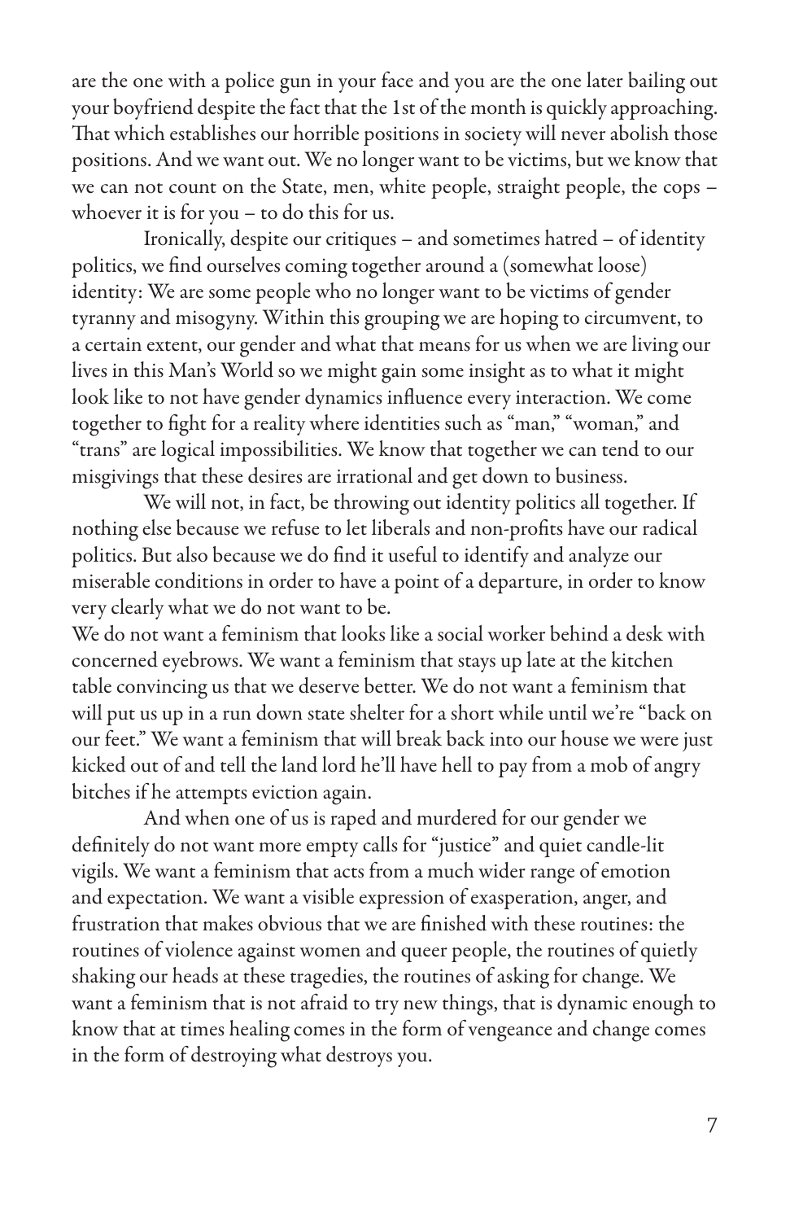are the one with a police gun in your face and you are the one later bailing out your boyfriend despite the fact that the 1st of the month is quickly approaching. That which establishes our horrible positions in society will never abolish those positions. And we want out. We no longer want to be victims, but we know that we can not count on the State, men, white people, straight people, the cops – whoever it is for you – to do this for us.

Ironically, despite our critiques – and sometimes hatred – of identity politics, we find ourselves coming together around a (somewhat loose) identity: We are some people who no longer want to be victims of gender tyranny and misogyny. Within this grouping we are hoping to circumvent, to a certain extent, our gender and what that means for us when we are living our lives in this Man's World so we might gain some insight as to what it might look like to not have gender dynamics influence every interaction. We come together to fight for a reality where identities such as "man," "woman," and "trans" are logical impossibilities. We know that together we can tend to our misgivings that these desires are irrational and get down to business.

We will not, in fact, be throwing out identity politics all together. If nothing else because we refuse to let liberals and non-profits have our radical politics. But also because we do find it useful to identify and analyze our miserable conditions in order to have a point of a departure, in order to know very clearly what we do not want to be.

We do not want a feminism that looks like a social worker behind a desk with concerned eyebrows. We want a feminism that stays up late at the kitchen table convincing us that we deserve better. We do not want a feminism that will put us up in a run down state shelter for a short while until we're "back on our feet." We want a feminism that will break back into our house we were just kicked out of and tell the land lord he'll have hell to pay from a mob of angry bitches if he attempts eviction again.

And when one of us is raped and murdered for our gender we definitely do not want more empty calls for "justice" and quiet candle-lit vigils. We want a feminism that acts from a much wider range of emotion and expectation. We want a visible expression of exasperation, anger, and frustration that makes obvious that we are finished with these routines: the routines of violence against women and queer people, the routines of quietly shaking our heads at these tragedies, the routines of asking for change. We want a feminism that is not afraid to try new things, that is dynamic enough to know that at times healing comes in the form of vengeance and change comes in the form of destroying what destroys you.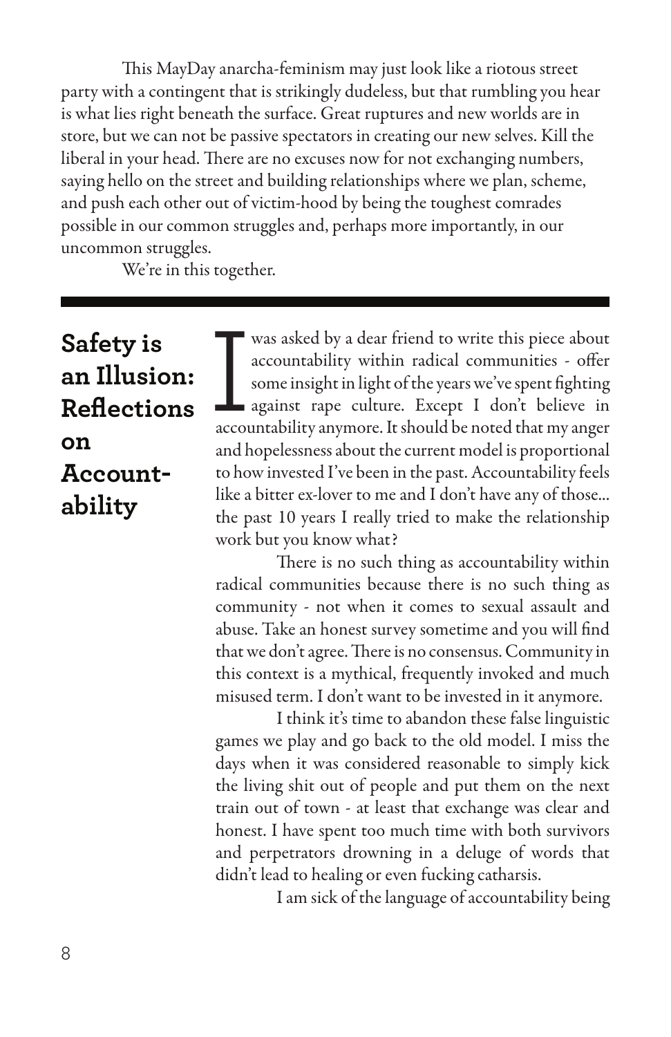This MayDay anarcha-feminism may just look like a riotous street party with a contingent that is strikingly dudeless, but that rumbling you hear is what lies right beneath the surface. Great ruptures and new worlds are in store, but we can not be passive spectators in creating our new selves. Kill the liberal in your head. There are no excuses now for not exchanging numbers, saying hello on the street and building relationships where we plan, scheme, and push each other out of victim-hood by being the toughest comrades possible in our common struggles and, perhaps more importantly, in our uncommon struggles.

We're in this together.

---

## Safety is an Illusion: Reflections on Accountability

I was asked by a dear friend to write this piece about accountability within radical communities - offer some insight in light of the years we've spent fighting against rape culture. Except I don't believe in accountability anymore. It should be noted that my anger and hopelessness about the current model is proportional to how invested I've been in the past. Accountability feels like a bitter ex-lover to me and I don't have any of those... the past 10 years I really tried to make the relationship work but you know what?

There is no such thing as accountability within radical communities because there is no such thing as community - not when it comes to sexual assault and abuse. Take an honest survey sometime and you will find that we don't agree. There is no consensus. Community in this context is a mythical, frequently invoked and much misused term. I don't want to be invested in it anymore.

I think it's time to abandon these false linguistic games we play and go back to the old model. I miss the days when it was considered reasonable to simply kick the living shit out of people and put them on the next train out of town - at least that exchange was clear and honest. I have spent too much time with both survivors and perpetrators drowning in a deluge of words that didn't lead to healing or even fucking catharsis.

I am sick of the language of accountability being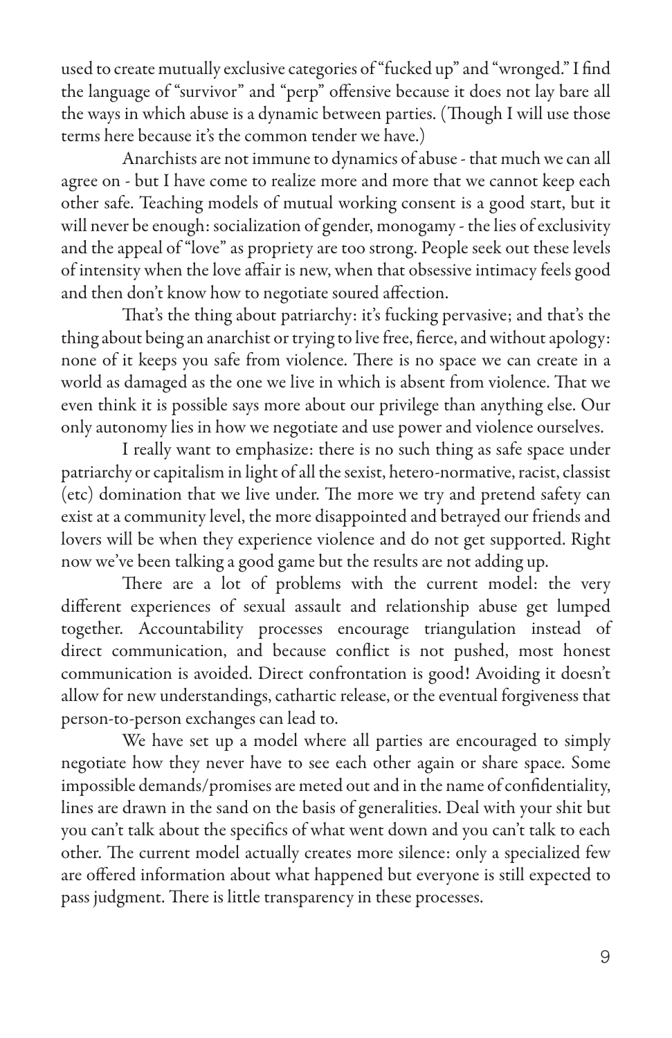used to create mutually exclusive categories of "fucked up" and "wronged." I find the language of "survivor" and "perp" offensive because it does not lay bare all the ways in which abuse is a dynamic between parties. (Though I will use those terms here because it's the common tender we have.)

Anarchists are not immune to dynamics of abuse - that much we can all agree on - but I have come to realize more and more that we cannot keep each other safe. Teaching models of mutual working consent is a good start, but it will never be enough: socialization of gender, monogamy - the lies of exclusivity and the appeal of "love" as propriety are too strong. People seek out these levels of intensity when the love affair is new, when that obsessive intimacy feels good and then don't know how to negotiate soured affection.

That's the thing about patriarchy: it's fucking pervasive; and that's the thing about being an anarchist or trying to live free, fierce, and without apology: none of it keeps you safe from violence. There is no space we can create in a world as damaged as the one we live in which is absent from violence. That we even think it is possible says more about our privilege than anything else. Our only autonomy lies in how we negotiate and use power and violence ourselves.

I really want to emphasize: there is no such thing as safe space under patriarchy or capitalism in light of all the sexist, hetero-normative, racist, classist (etc) domination that we live under. The more we try and pretend safety can exist at a community level, the more disappointed and betrayed our friends and lovers will be when they experience violence and do not get supported. Right now we've been talking a good game but the results are not adding up.

There are a lot of problems with the current model: the very different experiences of sexual assault and relationship abuse get lumped together. Accountability processes encourage triangulation instead of direct communication, and because conflict is not pushed, most honest communication is avoided. Direct confrontation is good! Avoiding it doesn't allow for new understandings, cathartic release, or the eventual forgiveness that person-to-person exchanges can lead to.

We have set up a model where all parties are encouraged to simply negotiate how they never have to see each other again or share space. Some impossible demands/promises are meted out and in the name of confidentiality, lines are drawn in the sand on the basis of generalities. Deal with your shit but you can't talk about the specifics of what went down and you can't talk to each other. The current model actually creates more silence: only a specialized few are offered information about what happened but everyone is still expected to pass judgment. There is little transparency in these processes.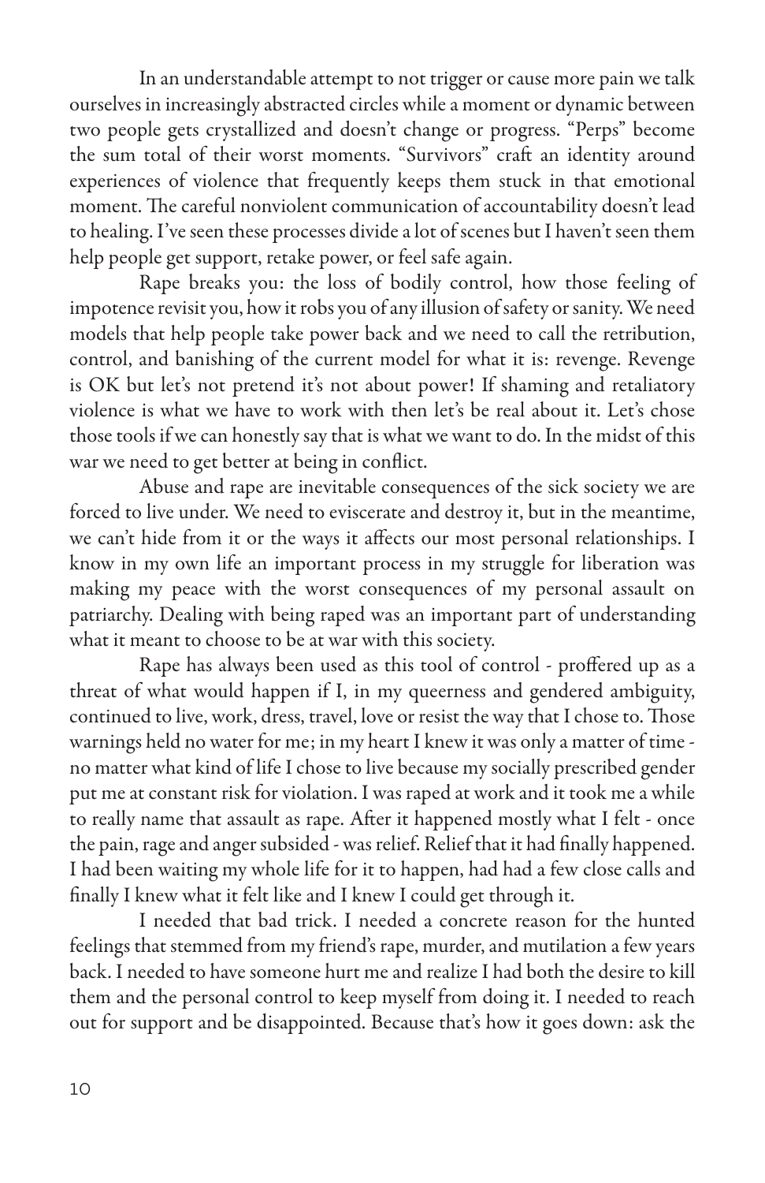In an understandable attempt to not trigger or cause more pain we talk ourselves in increasingly abstracted circles while a moment or dynamic between two people gets crystallized and doesn't change or progress. "Perps" become the sum total of their worst moments. "Survivors" craft an identity around experiences of violence that frequently keeps them stuck in that emotional moment. The careful nonviolent communication of accountability doesn't lead to healing. I've seen these processes divide a lot of scenes but I haven't seen them help people get support, retake power, or feel safe again.

Rape breaks you: the loss of bodily control, how those feeling of impotence revisit you, how it robs you of any illusion of safety or sanity. We need models that help people take power back and we need to call the retribution, control, and banishing of the current model for what it is: revenge. Revenge is OK but let's not pretend it's not about power! If shaming and retaliatory violence is what we have to work with then let's be real about it. Let's chose those tools if we can honestly say that is what we want to do. In the midst of this war we need to get better at being in conflict.

Abuse and rape are inevitable consequences of the sick society we are forced to live under. We need to eviscerate and destroy it, but in the meantime, we can't hide from it or the ways it affects our most personal relationships. I know in my own life an important process in my struggle for liberation was making my peace with the worst consequences of my personal assault on patriarchy. Dealing with being raped was an important part of understanding what it meant to choose to be at war with this society.

Rape has always been used as this tool of control - proffered up as a threat of what would happen if I, in my queerness and gendered ambiguity, continued to live, work, dress, travel, love or resist the way that I chose to. Those warnings held no water for me; in my heart I knew it was only a matter of time - no matter what kind of life I chose to live because my socially prescribed gender put me at constant risk for violation. I was raped at work and it took me a while to really name that assault as rape. After it happened mostly what I felt - once the pain, rage and anger subsided - was relief. Relief that it had finally happened. I had been waiting my whole life for it to happen, had had a few close calls and finally I knew what it felt like and I knew I could get through it.

I needed that bad trick. I needed a concrete reason for the hunted feelings that stemmed from my friend's rape, murder, and mutilation a few years back. I needed to have someone hurt me and realize I had both the desire to kill them and the personal control to keep myself from doing it. I needed to reach out for support and be disappointed. Because that's how it goes down: ask the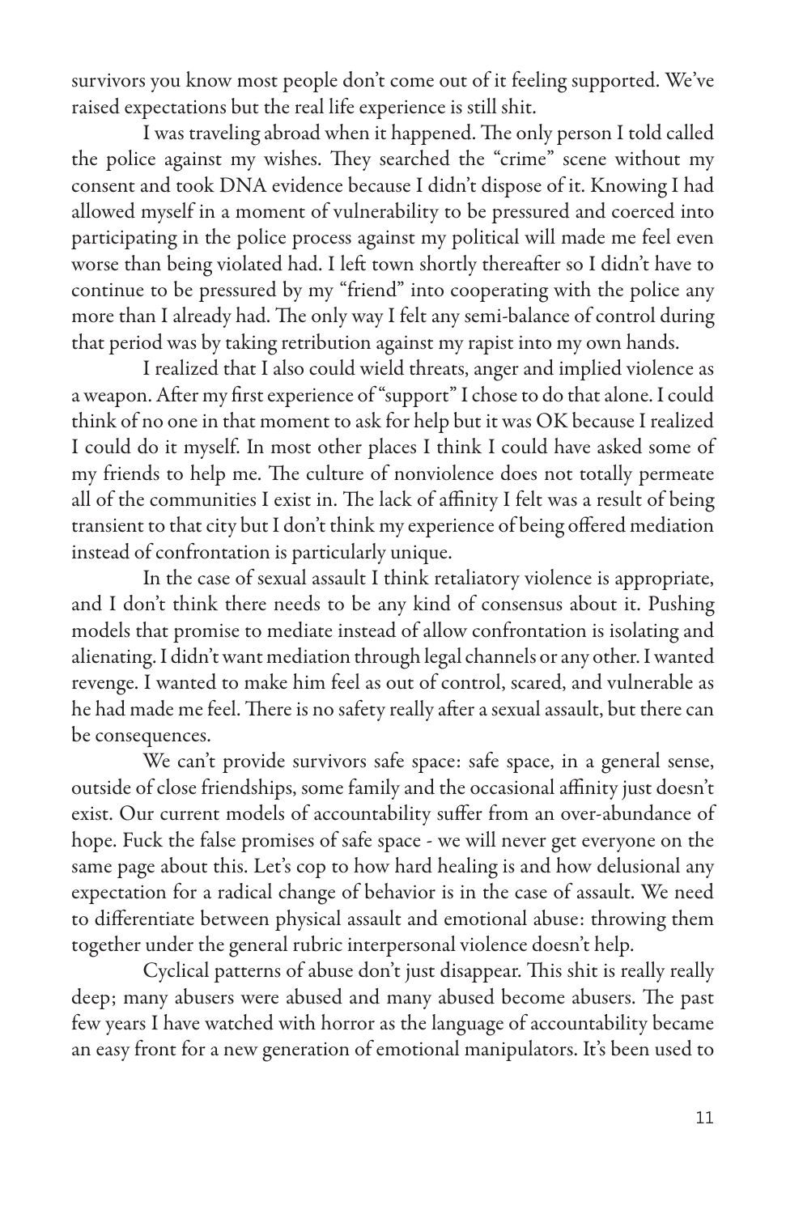survivors you know most people don't come out of it feeling supported. We've raised expectations but the real life experience is still shit.

I was traveling abroad when it happened. The only person I told called the police against my wishes. They searched the "crime" scene without my consent and took DNA evidence because I didn't dispose of it. Knowing I had allowed myself in a moment of vulnerability to be pressured and coerced into participating in the police process against my political will made me feel even worse than being violated had. I left town shortly thereafter so I didn't have to continue to be pressured by my "friend" into cooperating with the police any more than I already had. The only way I felt any semi-balance of control during that period was by taking retribution against my rapist into my own hands.

I realized that I also could wield threats, anger and implied violence as a weapon. After my first experience of "support" I chose to do that alone. I could think of no one in that moment to ask for help but it was OK because I realized I could do it myself. In most other places I think I could have asked some of my friends to help me. The culture of nonviolence does not totally permeate all of the communities I exist in. The lack of affinity I felt was a result of being transient to that city but I don't think my experience of being offered mediation instead of confrontation is particularly unique.

In the case of sexual assault I think retaliatory violence is appropriate, and I don't think there needs to be any kind of consensus about it. Pushing models that promise to mediate instead of allow confrontation is isolating and alienating. I didn't want mediation through legal channels or any other. I wanted revenge. I wanted to make him feel as out of control, scared, and vulnerable as he had made me feel. There is no safety really after a sexual assault, but there can be consequences.

We can't provide survivors safe space: safe space, in a general sense, outside of close friendships, some family and the occasional affinity just doesn't exist. Our current models of accountability suffer from an over-abundance of hope. Fuck the false promises of safe space - we will never get everyone on the same page about this. Let's cop to how hard healing is and how delusional any expectation for a radical change of behavior is in the case of assault. We need to differentiate between physical assault and emotional abuse: throwing them together under the general rubric interpersonal violence doesn't help.

Cyclical patterns of abuse don't just disappear. This shit is really really deep; many abusers were abused and many abused become abusers. The past few years I have watched with horror as the language of accountability became an easy front for a new generation of emotional manipulators. It's been used to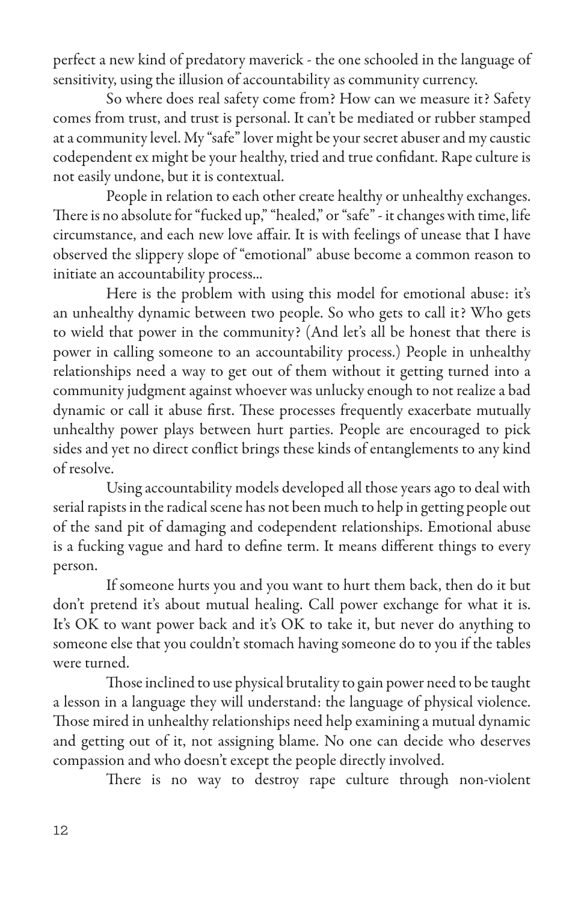perfect a new kind of predatory maverick - the one schooled in the language of sensitivity, using the illusion of accountability as community currency.

So where does real safety come from? How can we measure it? Safety comes from trust, and trust is personal. It can't be mediated or rubber stamped at a community level. My "safe" lover might be your secret abuser and my caustic codependent ex might be your healthy, tried and true confidant. Rape culture is not easily undone, but it is contextual.

People in relation to each other create healthy or unhealthy exchanges. There is no absolute for "fucked up," "healed," or "safe" - it changes with time, life circumstance, and each new love affair. It is with feelings of unease that I have observed the slippery slope of "emotional" abuse become a common reason to initiate an accountability process...

Here is the problem with using this model for emotional abuse: it's an unhealthy dynamic between two people. So who gets to call it? Who gets to wield that power in the community? (And let's all be honest that there is power in calling someone to an accountability process.) People in unhealthy relationships need a way to get out of them without it getting turned into a community judgment against whoever was unlucky enough to not realize a bad dynamic or call it abuse first. These processes frequently exacerbate mutually unhealthy power plays between hurt parties. People are encouraged to pick sides and yet no direct conflict brings these kinds of entanglements to any kind of resolve.

Using accountability models developed all those years ago to deal with serial rapists in the radical scene has not been much to help in getting people out of the sand pit of damaging and codependent relationships. Emotional abuse is a fucking vague and hard to define term. It means different things to every person.

If someone hurts you and you want to hurt them back, then do it but don't pretend it's about mutual healing. Call power exchange for what it is. It's OK to want power back and it's OK to take it, but never do anything to someone else that you couldn't stomach having someone do to you if the tables were turned.

Those inclined to use physical brutality to gain power need to be taught a lesson in a language they will understand: the language of physical violence. Those mired in unhealthy relationships need help examining a mutual dynamic and getting out of it, not assigning blame. No one can decide who deserves compassion and who doesn't except the people directly involved.

There is no way to destroy rape culture through non-violent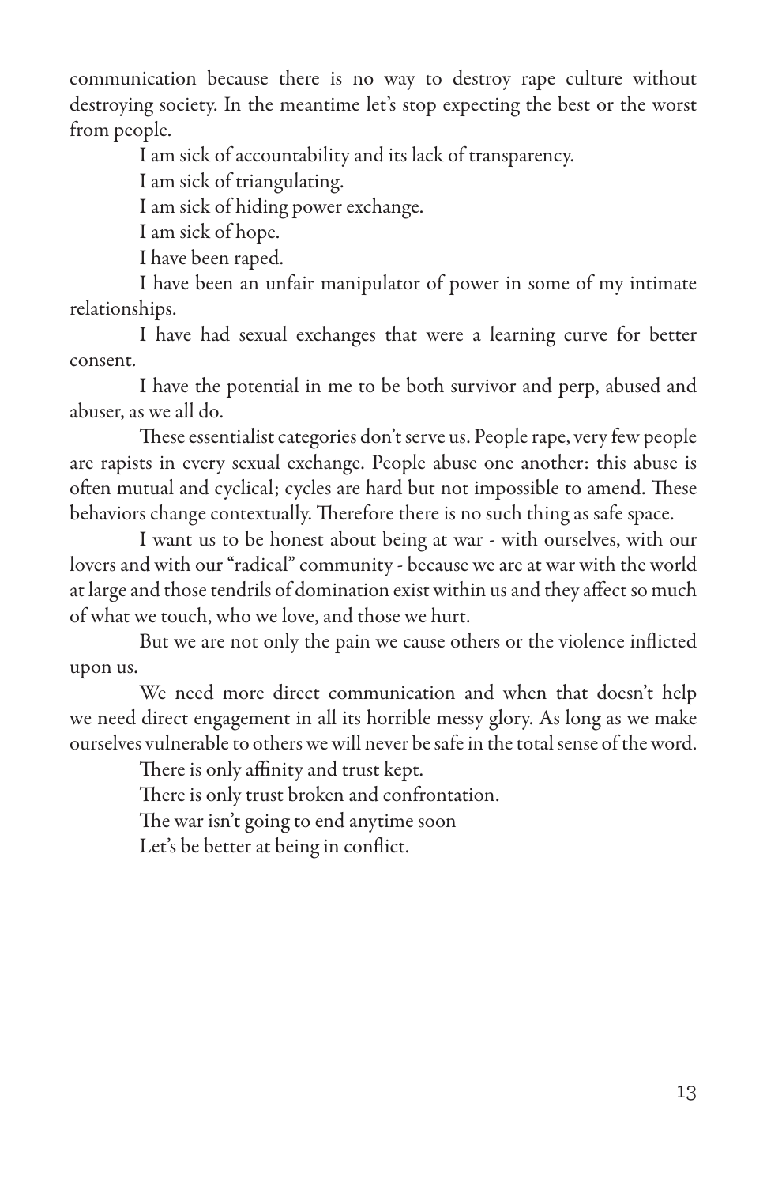communication because there is no way to destroy rape culture without destroying society. In the meantime let's stop expecting the best or the worst from people.

I am sick of accountability and its lack of transparency.

I am sick of triangulating.

I am sick of hiding power exchange.

I am sick of hope.

I have been raped.

I have been an unfair manipulator of power in some of my intimate relationships.

I have had sexual exchanges that were a learning curve for better consent.

I have the potential in me to be both survivor and perp, abused and abuser, as we all do.

These essentialist categories don't serve us. People rape, very few people are rapists in every sexual exchange. People abuse one another: this abuse is often mutual and cyclical; cycles are hard but not impossible to amend. These behaviors change contextually. Therefore there is no such thing as safe space.

I want us to be honest about being at war - with ourselves, with our lovers and with our "radical" community - because we are at war with the world at large and those tendrils of domination exist within us and they affect so much of what we touch, who we love, and those we hurt.

But we are not only the pain we cause others or the violence inflicted upon us.

We need more direct communication and when that doesn't help we need direct engagement in all its horrible messy glory. As long as we make ourselves vulnerable to others we will never be safe in the total sense of the word.

There is only affinity and trust kept.

There is only trust broken and confrontation.

The war isn't going to end anytime soon

Let's be better at being in conflict.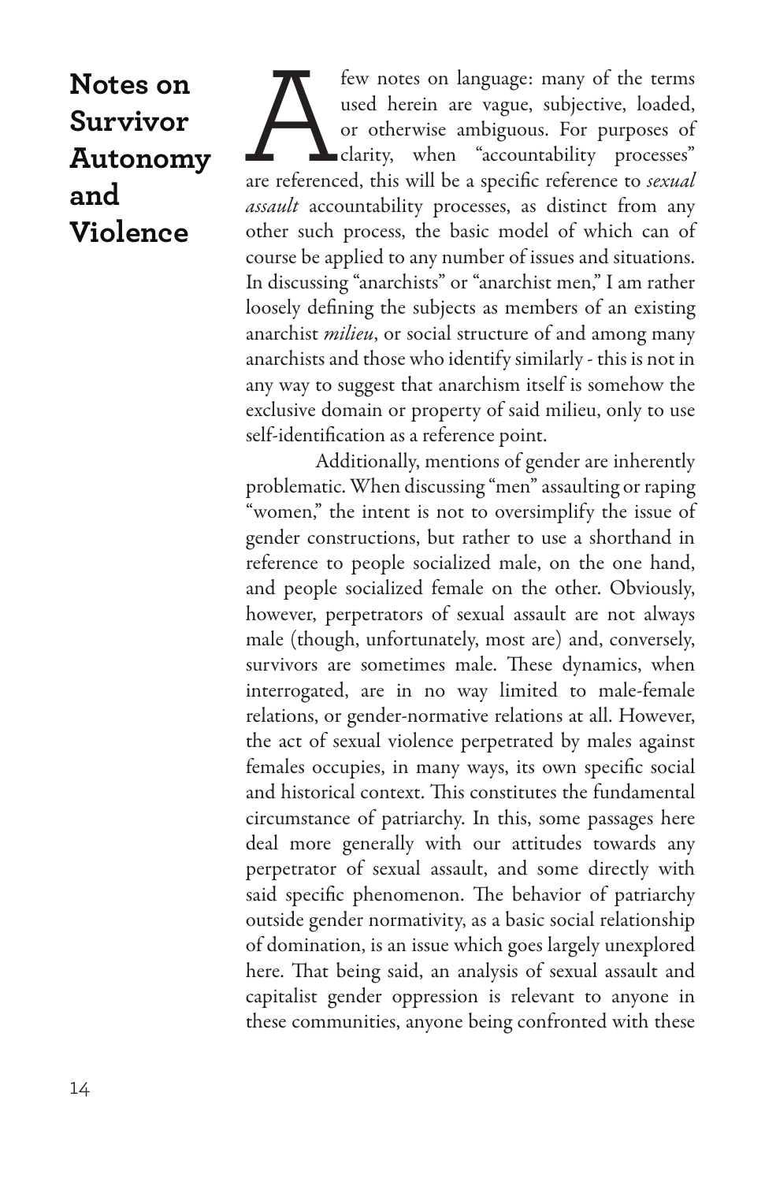# Notes on Survivor Autonomy and Violence

A few notes on language: many of the terms used herein are vague, subjective, loaded, or otherwise ambiguous. For purposes of clarity, when "accountability processes" are referenced, this will be a specific reference to *sexual assault* accountability processes, as distinct from any other such process, the basic model of which can of course be applied to any number of issues and situations. In discussing "anarchists" or "anarchist men," I am rather loosely defining the subjects as members of an existing anarchist *milieu*, or social structure of and among many anarchists and those who identify similarly - this is not in any way to suggest that anarchism itself is somehow the exclusive domain or property of said milieu, only to use self-identification as a reference point.

Additionally, mentions of gender are inherently problematic. When discussing "men" assaulting or raping "women," the intent is not to oversimplify the issue of gender constructions, but rather to use a shorthand in reference to people socialized male, on the one hand, and people socialized female on the other. Obviously, however, perpetrators of sexual assault are not always male (though, unfortunately, most are) and, conversely, survivors are sometimes male. These dynamics, when interrogated, are in no way limited to male-female relations, or gender-normative relations at all. However, the act of sexual violence perpetrated by males against females occupies, in many ways, its own specific social and historical context. This constitutes the fundamental circumstance of patriarchy. In this, some passages here deal more generally with our attitudes towards any perpetrator of sexual assault, and some directly with said specific phenomenon. The behavior of patriarchy outside gender normativity, as a basic social relationship of domination, is an issue which goes largely unexplored here. That being said, an analysis of sexual assault and capitalist gender oppression is relevant to anyone in these communities, anyone being confronted with these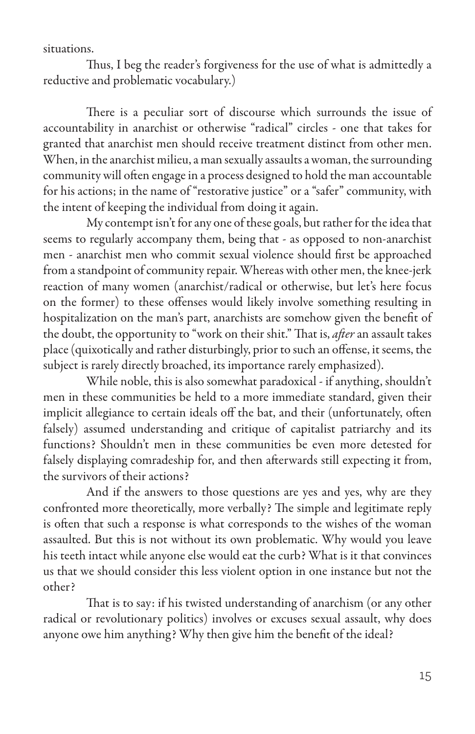situations.

Thus, I beg the reader's forgiveness for the use of what is admittedly a reductive and problematic vocabulary.)

There is a peculiar sort of discourse which surrounds the issue of accountability in anarchist or otherwise "radical" circles - one that takes for granted that anarchist men should receive treatment distinct from other men. When, in the anarchist milieu, a man sexually assaults a woman, the surrounding community will often engage in a process designed to hold the man accountable for his actions; in the name of "restorative justice" or a "safer" community, with the intent of keeping the individual from doing it again.

My contempt isn't for any one of these goals, but rather for the idea that seems to regularly accompany them, being that - as opposed to non-anarchist men - anarchist men who commit sexual violence should first be approached from a standpoint of community repair. Whereas with other men, the knee-jerk reaction of many women (anarchist/radical or otherwise, but let's here focus on the former) to these offenses would likely involve something resulting in hospitalization on the man's part, anarchists are somehow given the benefit of the doubt, the opportunity to "work on their shit." That is, *after* an assault takes place (quixotically and rather disturbingly, prior to such an offense, it seems, the subject is rarely directly broached, its importance rarely emphasized).

While noble, this is also somewhat paradoxical - if anything, shouldn't men in these communities be held to a more immediate standard, given their implicit allegiance to certain ideals off the bat, and their (unfortunately, often falsely) assumed understanding and critique of capitalist patriarchy and its functions? Shouldn't men in these communities be even more detested for falsely displaying comradeship for, and then afterwards still expecting it from, the survivors of their actions?

And if the answers to those questions are yes and yes, why are they confronted more theoretically, more verbally? The simple and legitimate reply is often that such a response is what corresponds to the wishes of the woman assaulted. But this is not without its own problematic. Why would you leave his teeth intact while anyone else would eat the curb? What is it that convinces us that we should consider this less violent option in one instance but not the other?

That is to say: if his twisted understanding of anarchism (or any other radical or revolutionary politics) involves or excuses sexual assault, why does anyone owe him anything? Why then give him the benefit of the ideal?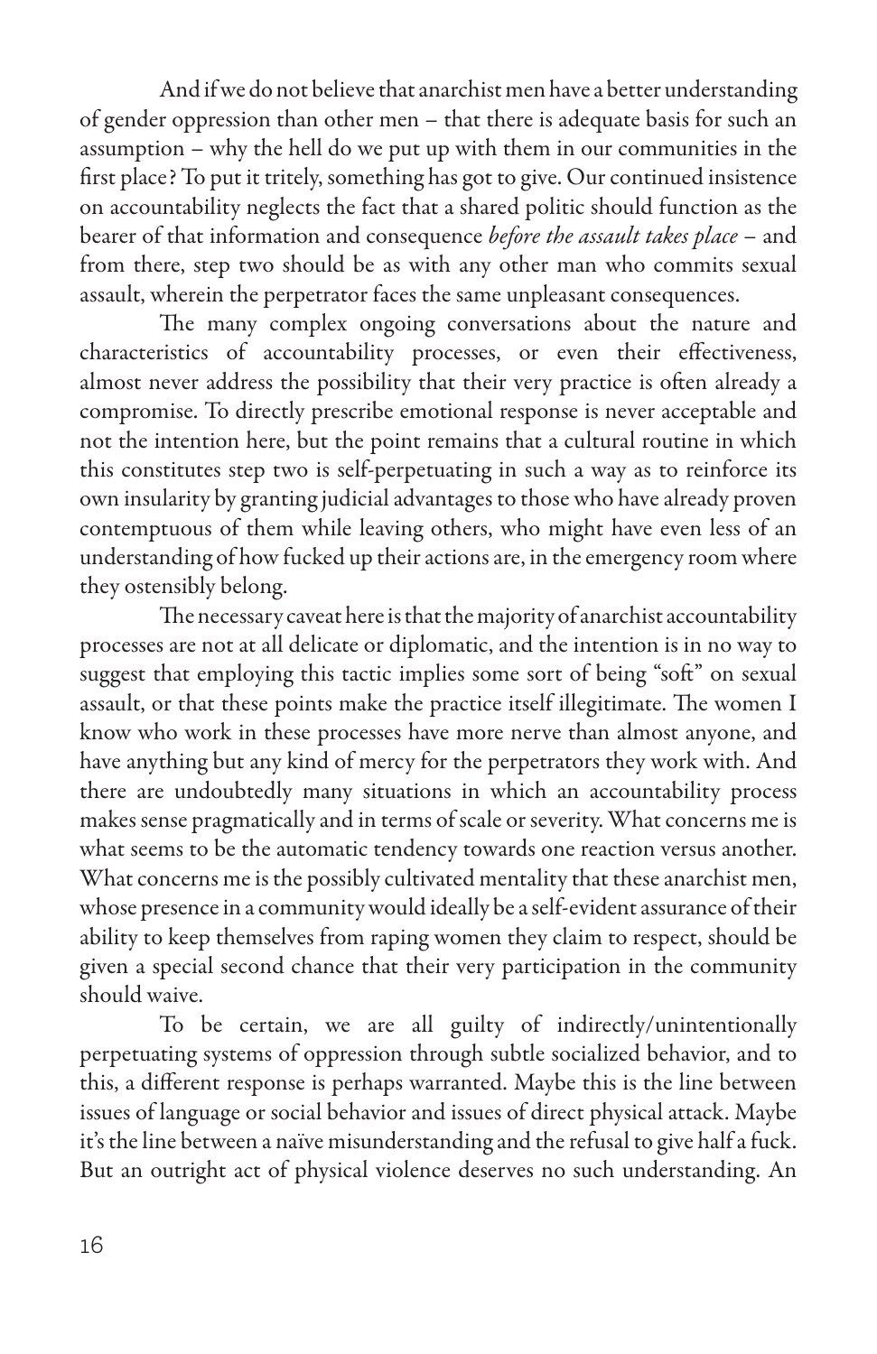And if we do not believe that anarchist men have a better understanding of gender oppression than other men – that there is adequate basis for such an assumption – why the hell do we put up with them in our communities in the first place? To put it tritely, something has got to give. Our continued insistence on accountability neglects the fact that a shared politic should function as the bearer of that information and consequence *before the assault takes place* – and from there, step two should be as with any other man who commits sexual assault, wherein the perpetrator faces the same unpleasant consequences.

The many complex ongoing conversations about the nature and characteristics of accountability processes, or even their effectiveness, almost never address the possibility that their very practice is often already a compromise. To directly prescribe emotional response is never acceptable and not the intention here, but the point remains that a cultural routine in which this constitutes step two is self-perpetuating in such a way as to reinforce its own insularity by granting judicial advantages to those who have already proven contemptuous of them while leaving others, who might have even less of an understanding of how fucked up their actions are, in the emergency room where they ostensibly belong.

The necessary caveat here is that the majority of anarchist accountability processes are not at all delicate or diplomatic, and the intention is in no way to suggest that employing this tactic implies some sort of being "soft" on sexual assault, or that these points make the practice itself illegitimate. The women I know who work in these processes have more nerve than almost anyone, and have anything but any kind of mercy for the perpetrators they work with. And there are undoubtedly many situations in which an accountability process makes sense pragmatically and in terms of scale or severity. What concerns me is what seems to be the automatic tendency towards one reaction versus another. What concerns me is the possibly cultivated mentality that these anarchist men, whose presence in a community would ideally be a self-evident assurance of their ability to keep themselves from raping women they claim to respect, should be given a special second chance that their very participation in the community should waive.

To be certain, we are all guilty of indirectly/unintentionally perpetuating systems of oppression through subtle socialized behavior, and to this, a different response is perhaps warranted. Maybe this is the line between issues of language or social behavior and issues of direct physical attack. Maybe it's the line between a naïve misunderstanding and the refusal to give half a fuck. But an outright act of physical violence deserves no such understanding. An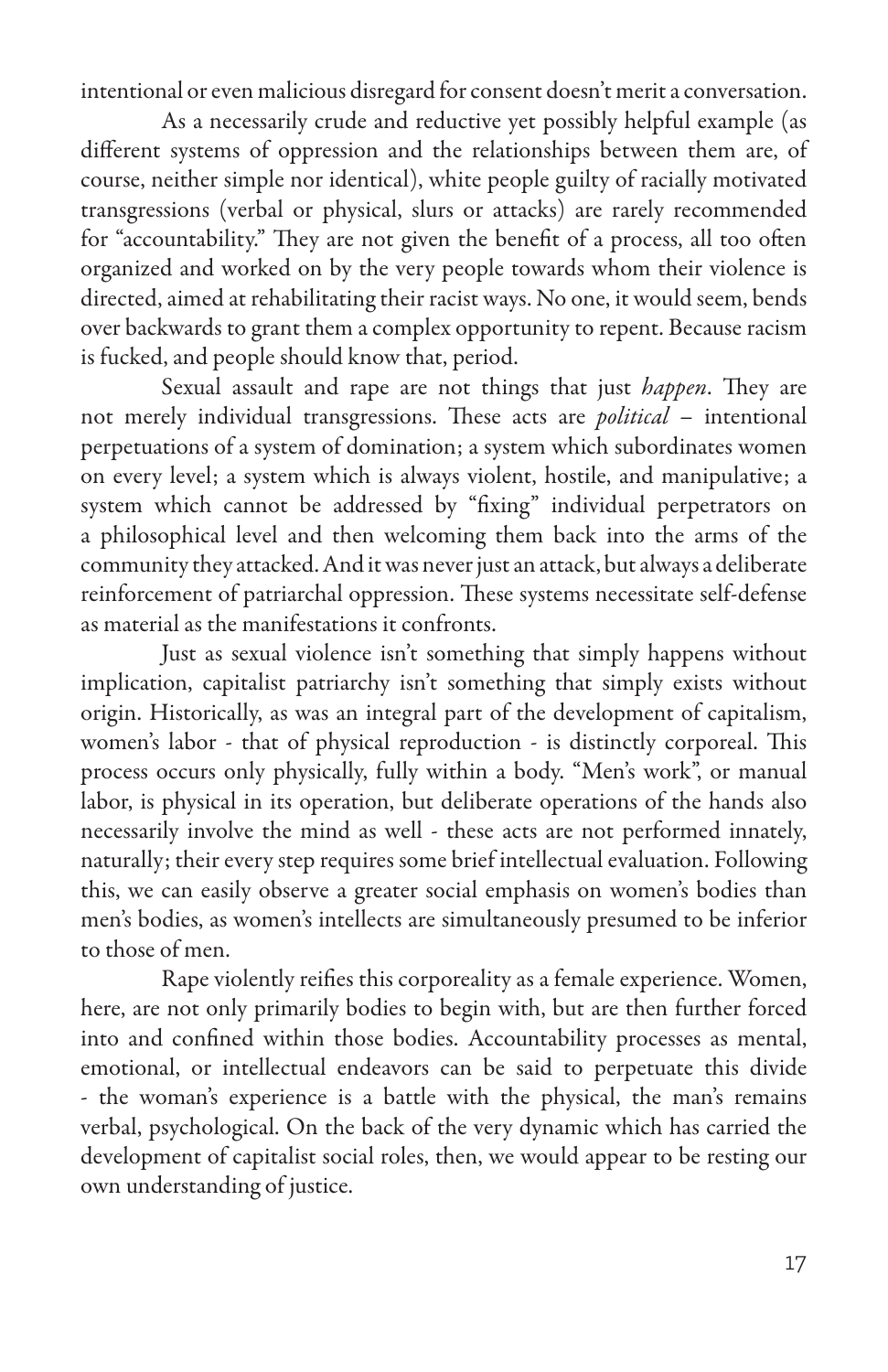intentional or even malicious disregard for consent doesn't merit a conversation.

As a necessarily crude and reductive yet possibly helpful example (as different systems of oppression and the relationships between them are, of course, neither simple nor identical), white people guilty of racially motivated transgressions (verbal or physical, slurs or attacks) are rarely recommended for "accountability." They are not given the benefit of a process, all too often organized and worked on by the very people towards whom their violence is directed, aimed at rehabilitating their racist ways. No one, it would seem, bends over backwards to grant them a complex opportunity to repent. Because racism is fucked, and people should know that, period.

Sexual assault and rape are not things that just *happen*. They are not merely individual transgressions. These acts are *political* – intentional perpetuations of a system of domination; a system which subordinates women on every level; a system which is always violent, hostile, and manipulative; a system which cannot be addressed by "fixing" individual perpetrators on a philosophical level and then welcoming them back into the arms of the community they attacked. And it was never just an attack, but always a deliberate reinforcement of patriarchal oppression. These systems necessitate self-defense as material as the manifestations it confronts.

Just as sexual violence isn't something that simply happens without implication, capitalist patriarchy isn't something that simply exists without origin. Historically, as was an integral part of the development of capitalism, women's labor - that of physical reproduction - is distinctly corporeal. This process occurs only physically, fully within a body. "Men's work", or manual labor, is physical in its operation, but deliberate operations of the hands also necessarily involve the mind as well - these acts are not performed innately, naturally; their every step requires some brief intellectual evaluation. Following this, we can easily observe a greater social emphasis on women's bodies than men's bodies, as women's intellects are simultaneously presumed to be inferior to those of men.

Rape violently reifies this corporeality as a female experience. Women, here, are not only primarily bodies to begin with, but are then further forced into and confined within those bodies. Accountability processes as mental, emotional, or intellectual endeavors can be said to perpetuate this divide - the woman's experience is a battle with the physical, the man's remains verbal, psychological. On the back of the very dynamic which has carried the development of capitalist social roles, then, we would appear to be resting our own understanding of justice.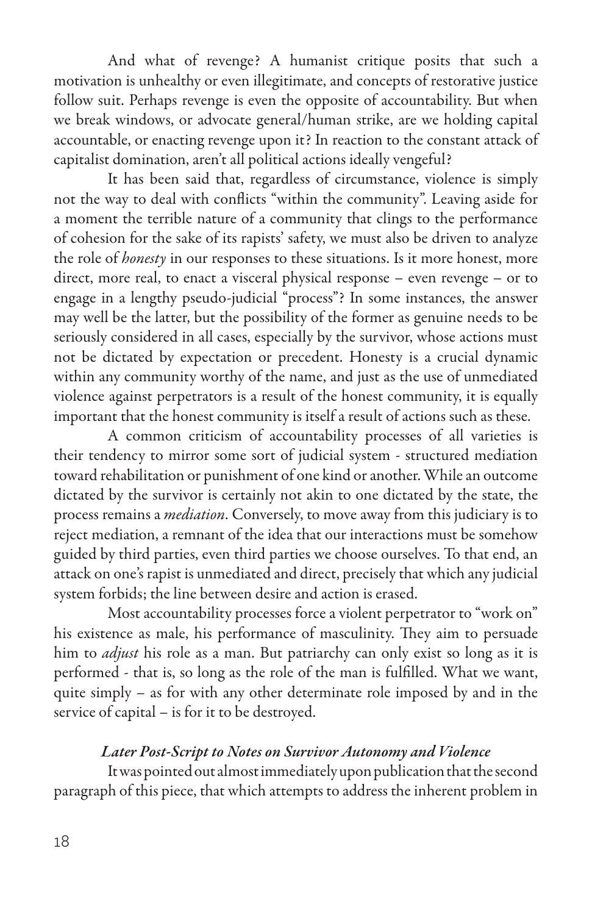And what of revenge? A humanist critique posits that such a motivation is unhealthy or even illegitimate, and concepts of restorative justice follow suit. Perhaps revenge is even the opposite of accountability. But when we break windows, or advocate general/human strike, are we holding capital accountable, or enacting revenge upon it? In reaction to the constant attack of capitalist domination, aren't all political actions ideally vengeful?

It has been said that, regardless of circumstance, violence is simply not the way to deal with conflicts "within the community". Leaving aside for a moment the terrible nature of a community that clings to the performance of cohesion for the sake of its rapists' safety, we must also be driven to analyze the role of *honesty* in our responses to these situations. Is it more honest, more direct, more real, to enact a visceral physical response – even revenge – or to engage in a lengthy pseudo-judicial "process"? In some instances, the answer may well be the latter, but the possibility of the former as genuine needs to be seriously considered in all cases, especially by the survivor, whose actions must not be dictated by expectation or precedent. Honesty is a crucial dynamic within any community worthy of the name, and just as the use of unmediated violence against perpetrators is a result of the honest community, it is equally important that the honest community is itself a result of actions such as these.

A common criticism of accountability processes of all varieties is their tendency to mirror some sort of judicial system - structured mediation toward rehabilitation or punishment of one kind or another. While an outcome dictated by the survivor is certainly not akin to one dictated by the state, the process remains a *mediation*. Conversely, to move away from this judiciary is to reject mediation, a remnant of the idea that our interactions must be somehow guided by third parties, even third parties we choose ourselves. To that end, an attack on one's rapist is unmediated and direct, precisely that which any judicial system forbids; the line between desire and action is erased.

Most accountability processes force a violent perpetrator to "work on" his existence as male, his performance of masculinity. They aim to persuade him to *adjust* his role as a man. But patriarchy can only exist so long as it is performed - that is, so long as the role of the man is fulfilled. What we want, quite simply – as for with any other determinate role imposed by and in the service of capital – is for it to be destroyed.

### *Later Post-Script to Notes on Survivor Autonomy and Violence*

It was pointed out almost immediately upon publication that the second paragraph of this piece, that which attempts to address the inherent problem in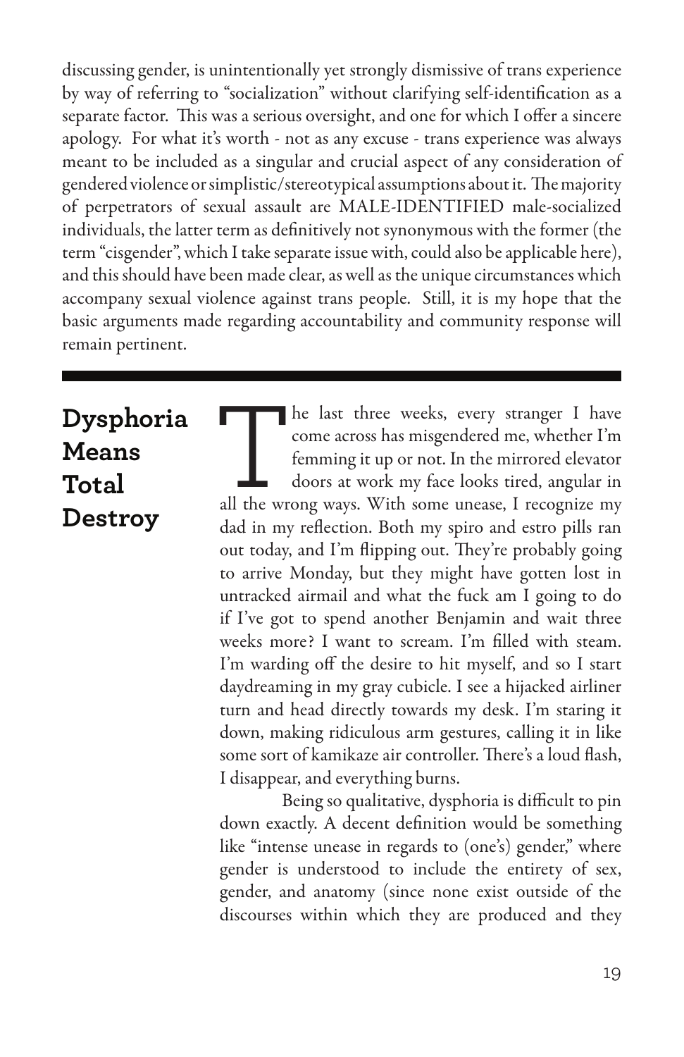discussing gender, is unintentionally yet strongly dismissive of trans experience by way of referring to "socialization" without clarifying self-identification as a separate factor. This was a serious oversight, and one for which I offer a sincere apology. For what it's worth - not as any excuse - trans experience was always meant to be included as a singular and crucial aspect of any consideration of gendered violence or simplistic/stereotypical assumptions about it. The majority of perpetrators of sexual assault are MALE-IDENTIFIED male-socialized individuals, the latter term as definitively not synonymous with the former (the term "cisgender", which I take separate issue with, could also be applicable here), and this should have been made clear, as well as the unique circumstances which accompany sexual violence against trans people. Still, it is my hope that the basic arguments made regarding accountability and community response will remain pertinent.

---

## Dysphoria Means Total Destroy

The last three weeks, every stranger I have come across has misgendered me, whether I'm femming it up or not. In the mirrored elevator doors at work my face looks tired, angular in all the wrong ways. With some unease, I recognize my dad in my reflection. Both my spiro and estro pills ran out today, and I'm flipping out. They're probably going to arrive Monday, but they might have gotten lost in untracked airmail and what the fuck am I going to do if I've got to spend another Benjamin and wait three weeks more? I want to scream. I'm filled with steam. I'm warding off the desire to hit myself, and so I start daydreaming in my gray cubicle. I see a hijacked airliner turn and head directly towards my desk. I'm staring it down, making ridiculous arm gestures, calling it in like some sort of kamikaze air controller. There's a loud flash, I disappear, and everything burns.

Being so qualitative, dysphoria is difficult to pin down exactly. A decent definition would be something like "intense unease in regards to (one's) gender," where gender is understood to include the entirety of sex, gender, and anatomy (since none exist outside of the discourses within which they are produced and they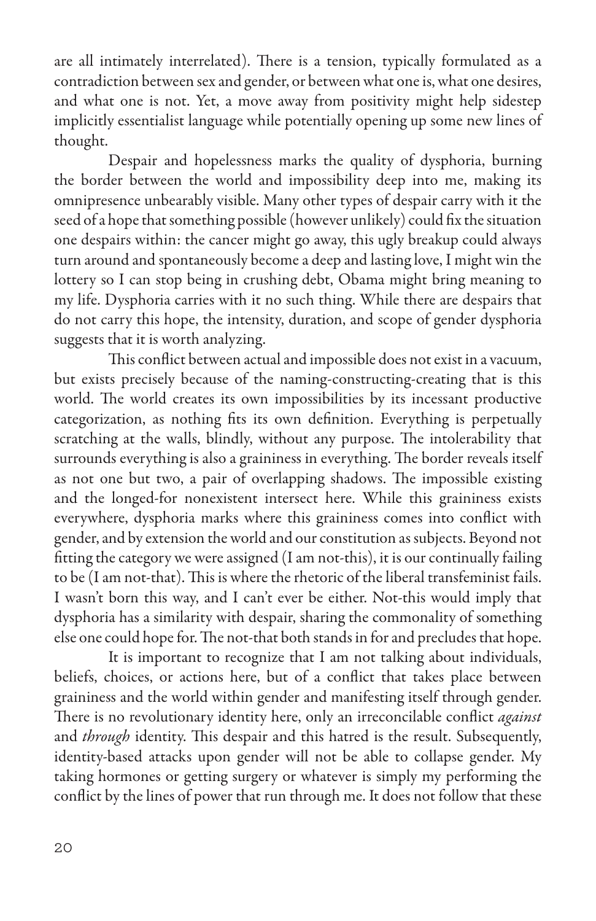are all intimately interrelated). There is a tension, typically formulated as a contradiction between sex and gender, or between what one is, what one desires, and what one is not. Yet, a move away from positivity might help sidestep implicitly essentialist language while potentially opening up some new lines of thought.

Despair and hopelessness marks the quality of dysphoria, burning the border between the world and impossibility deep into me, making its omnipresence unbearably visible. Many other types of despair carry with it the seed of a hope that something possible (however unlikely) could fix the situation one despairs within: the cancer might go away, this ugly breakup could always turn around and spontaneously become a deep and lasting love, I might win the lottery so I can stop being in crushing debt, Obama might bring meaning to my life. Dysphoria carries with it no such thing. While there are despairs that do not carry this hope, the intensity, duration, and scope of gender dysphoria suggests that it is worth analyzing.

This conflict between actual and impossible does not exist in a vacuum, but exists precisely because of the naming-constructing-creating that is this world. The world creates its own impossibilities by its incessant productive categorization, as nothing fits its own definition. Everything is perpetually scratching at the walls, blindly, without any purpose. The intolerability that surrounds everything is also a graininess in everything. The border reveals itself as not one but two, a pair of overlapping shadows. The impossible existing and the longed-for nonexistent intersect here. While this graininess exists everywhere, dysphoria marks where this graininess comes into conflict with gender, and by extension the world and our constitution as subjects. Beyond not fitting the category we were assigned (I am not-this), it is our continually failing to be (I am not-that). This is where the rhetoric of the liberal transfeminist fails. I wasn't born this way, and I can't ever be either. Not-this would imply that dysphoria has a similarity with despair, sharing the commonality of something else one could hope for. The not-that both stands in for and precludes that hope.

It is important to recognize that I am not talking about individuals, beliefs, choices, or actions here, but of a conflict that takes place between graininess and the world within gender and manifesting itself through gender. There is no revolutionary identity here, only an irreconcilable conflict *against* and *through* identity. This despair and this hatred is the result. Subsequently, identity-based attacks upon gender will not be able to collapse gender. My taking hormones or getting surgery or whatever is simply my performing the conflict by the lines of power that run through me. It does not follow that these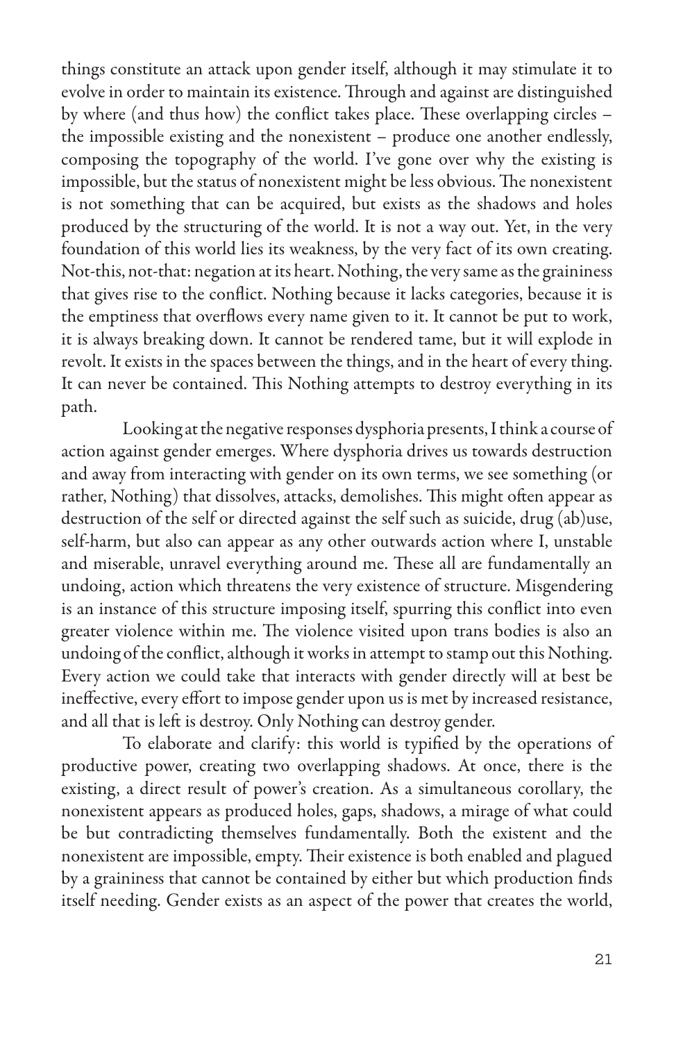things constitute an attack upon gender itself, although it may stimulate it to evolve in order to maintain its existence. Through and against are distinguished by where (and thus how) the conflict takes place. These overlapping circles – the impossible existing and the nonexistent – produce one another endlessly, composing the topography of the world. I've gone over why the existing is impossible, but the status of nonexistent might be less obvious. The nonexistent is not something that can be acquired, but exists as the shadows and holes produced by the structuring of the world. It is not a way out. Yet, in the very foundation of this world lies its weakness, by the very fact of its own creating. Not-this, not-that: negation at its heart. Nothing, the very same as the graininess that gives rise to the conflict. Nothing because it lacks categories, because it is the emptiness that overflows every name given to it. It cannot be put to work, it is always breaking down. It cannot be rendered tame, but it will explode in revolt. It exists in the spaces between the things, and in the heart of every thing. It can never be contained. This Nothing attempts to destroy everything in its path.

Looking at the negative responses dysphoria presents, I think a course of action against gender emerges. Where dysphoria drives us towards destruction and away from interacting with gender on its own terms, we see something (or rather, Nothing) that dissolves, attacks, demolishes. This might often appear as destruction of the self or directed against the self such as suicide, drug (ab)use, self-harm, but also can appear as any other outwards action where I, unstable and miserable, unravel everything around me. These all are fundamentally an undoing, action which threatens the very existence of structure. Misgendering is an instance of this structure imposing itself, spurring this conflict into even greater violence within me. The violence visited upon trans bodies is also an undoing of the conflict, although it works in attempt to stamp out this Nothing. Every action we could take that interacts with gender directly will at best be ineffective, every effort to impose gender upon us is met by increased resistance, and all that is left is destroy. Only Nothing can destroy gender.

To elaborate and clarify: this world is typified by the operations of productive power, creating two overlapping shadows. At once, there is the existing, a direct result of power's creation. As a simultaneous corollary, the nonexistent appears as produced holes, gaps, shadows, a mirage of what could be but contradicting themselves fundamentally. Both the existent and the nonexistent are impossible, empty. Their existence is both enabled and plagued by a graininess that cannot be contained by either but which production finds itself needing. Gender exists as an aspect of the power that creates the world,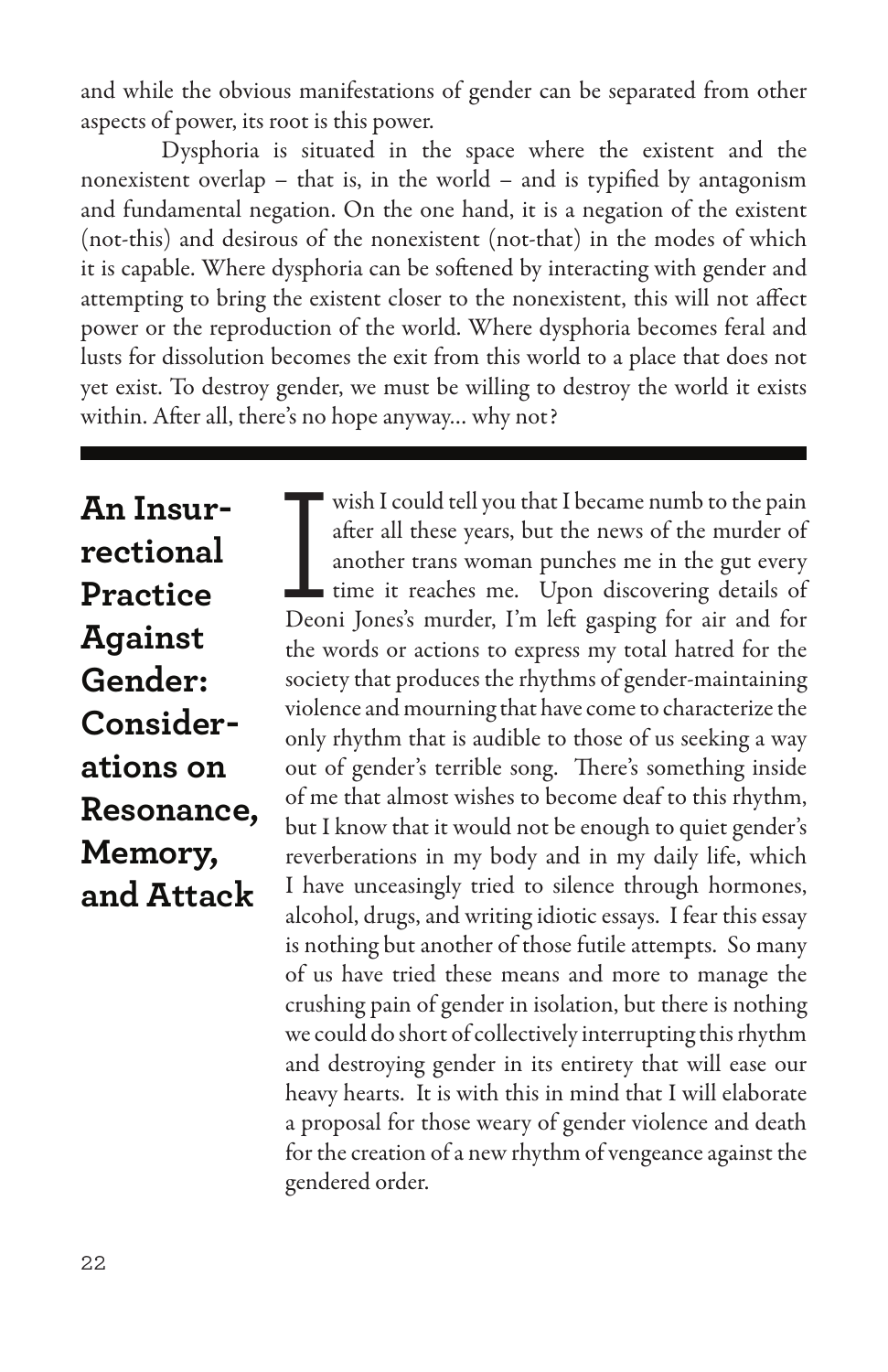and while the obvious manifestations of gender can be separated from other aspects of power, its root is this power.

Dysphoria is situated in the space where the existent and the nonexistent overlap – that is, in the world – and is typified by antagonism and fundamental negation. On the one hand, it is a negation of the existent (not-this) and desirous of the nonexistent (not-that) in the modes of which it is capable. Where dysphoria can be softened by interacting with gender and attempting to bring the existent closer to the nonexistent, this will not affect power or the reproduction of the world. Where dysphoria becomes feral and lusts for dissolution becomes the exit from this world to a place that does not yet exist. To destroy gender, we must be willing to destroy the world it exists within. After all, there's no hope anyway... why not?

---

## An Insurrectional Practice Against Gender: Considerations on Resonance, Memory, and Attack

I wish I could tell you that I became numb to the pain after all these years, but the news of the murder of another trans woman punches me in the gut every time it reaches me. Upon discovering details of Deoni Jones's murder, I'm left gasping for air and for the words or actions to express my total hatred for the society that produces the rhythms of gender-maintaining violence and mourning that have come to characterize the only rhythm that is audible to those of us seeking a way out of gender's terrible song. There's something inside of me that almost wishes to become deaf to this rhythm, but I know that it would not be enough to quiet gender's reverberations in my body and in my daily life, which I have unceasingly tried to silence through hormones, alcohol, drugs, and writing idiotic essays. I fear this essay is nothing but another of those futile attempts. So many of us have tried these means and more to manage the crushing pain of gender in isolation, but there is nothing we could do short of collectively interrupting this rhythm and destroying gender in its entirety that will ease our heavy hearts. It is with this in mind that I will elaborate a proposal for those weary of gender violence and death for the creation of a new rhythm of vengeance against the gendered order.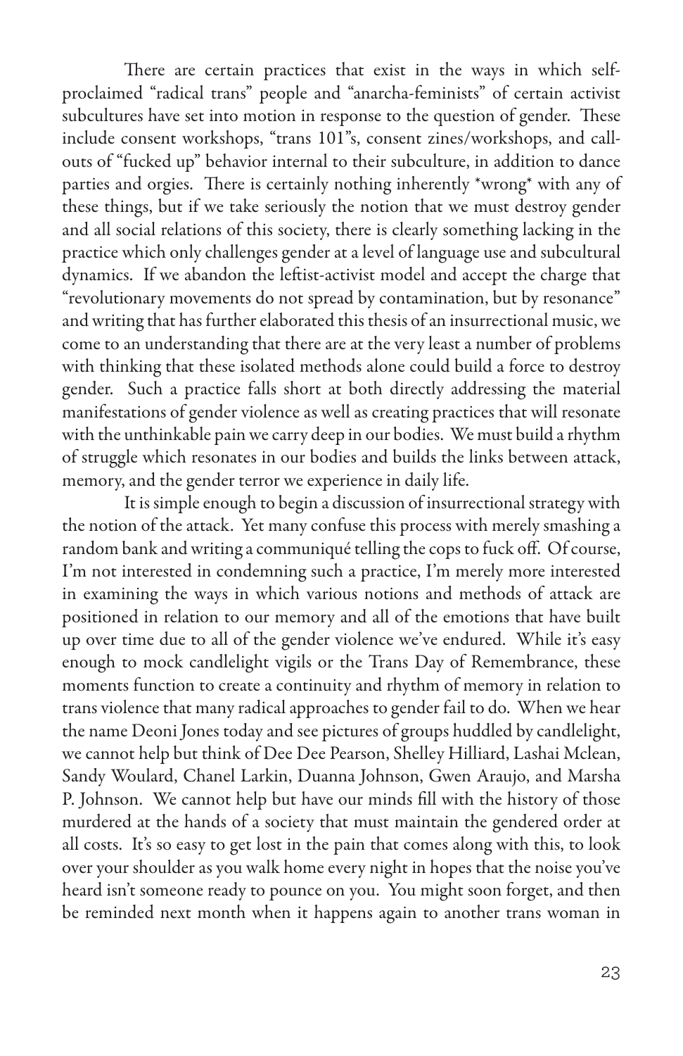There are certain practices that exist in the ways in which self-proclaimed "radical trans" people and "anarcha-feminists" of certain activist subcultures have set into motion in response to the question of gender. These include consent workshops, "trans 101"s, consent zines/workshops, and call-outs of "fucked up" behavior internal to their subculture, in addition to dance parties and orgies. There is certainly nothing inherently *wrong* with any of these things, but if we take seriously the notion that we must destroy gender and all social relations of this society, there is clearly something lacking in the practice which only challenges gender at a level of language use and subcultural dynamics. If we abandon the leftist-activist model and accept the charge that "revolutionary movements do not spread by contamination, but by resonance" and writing that has further elaborated this thesis of an insurrectional music, we come to an understanding that there are at the very least a number of problems with thinking that these isolated methods alone could build a force to destroy gender. Such a practice falls short at both directly addressing the material manifestations of gender violence as well as creating practices that will resonate with the unthinkable pain we carry deep in our bodies. We must build a rhythm of struggle which resonates in our bodies and builds the links between attack, memory, and the gender terror we experience in daily life.

It is simple enough to begin a discussion of insurrectional strategy with the notion of the attack. Yet many confuse this process with merely smashing a random bank and writing a communiqué telling the cops to fuck off. Of course, I'm not interested in condemning such a practice, I'm merely more interested in examining the ways in which various notions and methods of attack are positioned in relation to our memory and all of the emotions that have built up over time due to all of the gender violence we've endured. While it's easy enough to mock candlelight vigils or the Trans Day of Remembrance, these moments function to create a continuity and rhythm of memory in relation to trans violence that many radical approaches to gender fail to do. When we hear the name Deoni Jones today and see pictures of groups huddled by candlelight, we cannot help but think of Dee Dee Pearson, Shelley Hilliard, Lashai Mclean, Sandy Woulard, Chanel Larkin, Duanna Johnson, Gwen Araujo, and Marsha P. Johnson. We cannot help but have our minds fill with the history of those murdered at the hands of a society that must maintain the gendered order at all costs. It's so easy to get lost in the pain that comes along with this, to look over your shoulder as you walk home every night in hopes that the noise you've heard isn't someone ready to pounce on you. You might soon forget, and then be reminded next month when it happens again to another trans woman in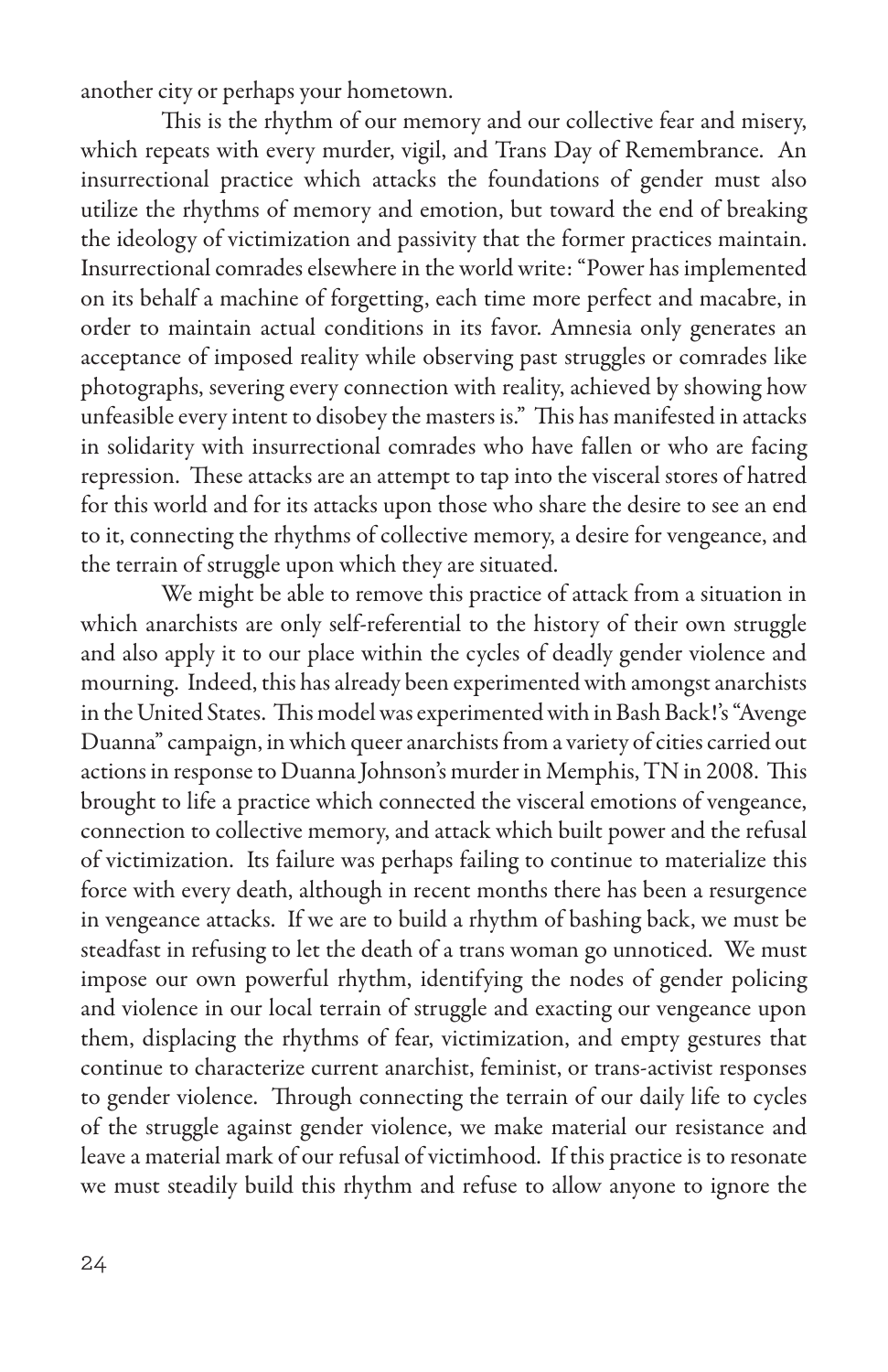another city or perhaps your hometown.

This is the rhythm of our memory and our collective fear and misery, which repeats with every murder, vigil, and Trans Day of Remembrance. An insurrectional practice which attacks the foundations of gender must also utilize the rhythms of memory and emotion, but toward the end of breaking the ideology of victimization and passivity that the former practices maintain. Insurrectional comrades elsewhere in the world write: "Power has implemented on its behalf a machine of forgetting, each time more perfect and macabre, in order to maintain actual conditions in its favor. Amnesia only generates an acceptance of imposed reality while observing past struggles or comrades like photographs, severing every connection with reality, achieved by showing how unfeasible every intent to disobey the masters is." This has manifested in attacks in solidarity with insurrectional comrades who have fallen or who are facing repression. These attacks are an attempt to tap into the visceral stores of hatred for this world and for its attacks upon those who share the desire to see an end to it, connecting the rhythms of collective memory, a desire for vengeance, and the terrain of struggle upon which they are situated.

We might be able to remove this practice of attack from a situation in which anarchists are only self-referential to the history of their own struggle and also apply it to our place within the cycles of deadly gender violence and mourning. Indeed, this has already been experimented with amongst anarchists in the United States. This model was experimented with in Bash Back!'s "Avenge Duanna" campaign, in which queer anarchists from a variety of cities carried out actions in response to Duanna Johnson's murder in Memphis, TN in 2008. This brought to life a practice which connected the visceral emotions of vengeance, connection to collective memory, and attack which built power and the refusal of victimization. Its failure was perhaps failing to continue to materialize this force with every death, although in recent months there has been a resurgence in vengeance attacks. If we are to build a rhythm of bashing back, we must be steadfast in refusing to let the death of a trans woman go unnoticed. We must impose our own powerful rhythm, identifying the nodes of gender policing and violence in our local terrain of struggle and exacting our vengeance upon them, displacing the rhythms of fear, victimization, and empty gestures that continue to characterize current anarchist, feminist, or trans-activist responses to gender violence. Through connecting the terrain of our daily life to cycles of the struggle against gender violence, we make material our resistance and leave a material mark of our refusal of victimhood. If this practice is to resonate we must steadily build this rhythm and refuse to allow anyone to ignore the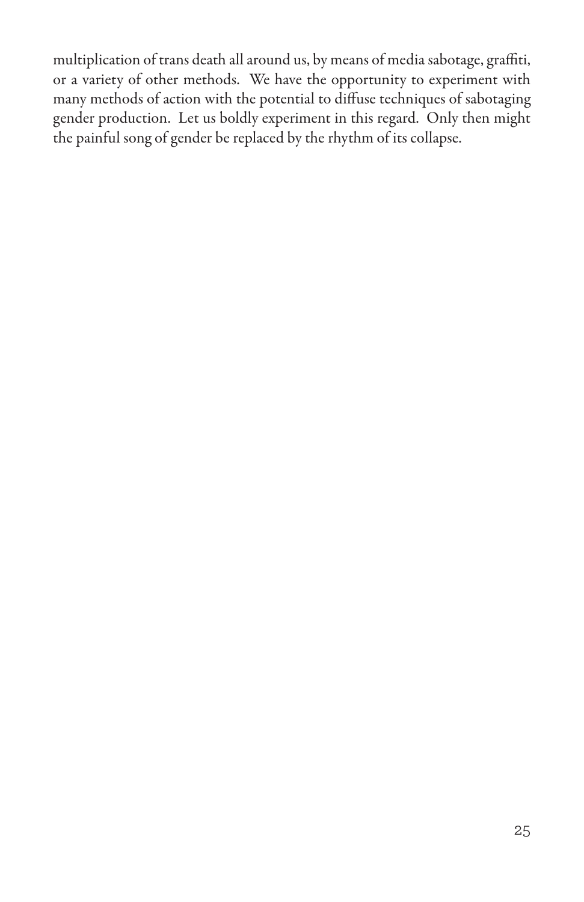multiplication of trans death all around us, by means of media sabotage, graffiti, or a variety of other methods. We have the opportunity to experiment with many methods of action with the potential to diffuse techniques of sabotaging gender production. Let us boldly experiment in this regard. Only then might the painful song of gender be replaced by the rhythm of its collapse.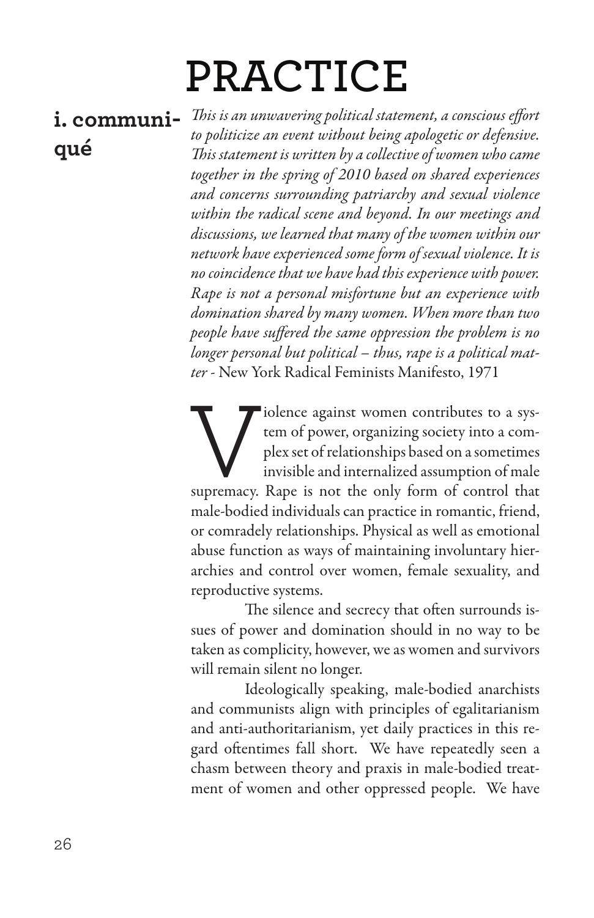# PRACTICE

## i. communiqué

*This is an unwavering political statement, a conscious effort to politicize an event without being apologetic or defensive. This statement is written by a collective of women who came together in the spring of 2010 based on shared experiences and concerns surrounding patriarchy and sexual violence within the radical scene and beyond. In our meetings and discussions, we learned that many of the women within our network have experienced some form of sexual violence. It is no coincidence that we have had this experience with power. Rape is not a personal misfortune but an experience with domination shared by many women. When more than two people have suffered the same oppression the problem is no longer personal but political – thus, rape is a political matter* - New York Radical Feminists Manifesto, 1971

Violence against women contributes to a system of power, organizing society into a complex set of relationships based on a sometimes invisible and internalized assumption of male supremacy. Rape is not the only form of control that male-bodied individuals can practice in romantic, friend, or comradely relationships. Physical as well as emotional abuse function as ways of maintaining involuntary hierarchies and control over women, female sexuality, and reproductive systems.

The silence and secrecy that often surrounds issues of power and domination should in no way to be taken as complicity, however, we as women and survivors will remain silent no longer.

Ideologically speaking, male-bodied anarchists and communists align with principles of egalitarianism and anti-authoritarianism, yet daily practices in this regard oftentimes fall short. We have repeatedly seen a chasm between theory and praxis in male-bodied treatment of women and other oppressed people. We have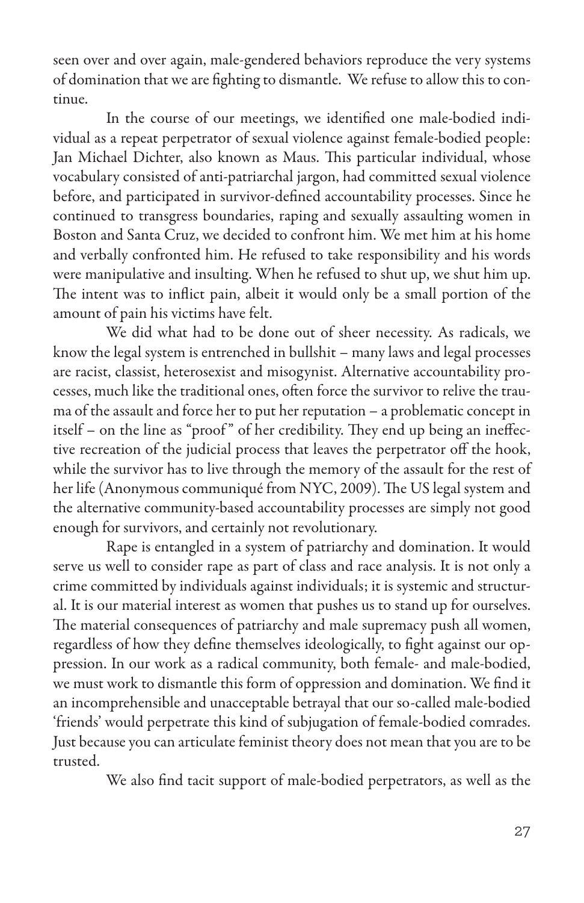seen over and over again, male-gendered behaviors reproduce the very systems of domination that we are fighting to dismantle. We refuse to allow this to continue.

In the course of our meetings, we identified one male-bodied individual as a repeat perpetrator of sexual violence against female-bodied people: Jan Michael Dichter, also known as Maus. This particular individual, whose vocabulary consisted of anti-patriarchal jargon, had committed sexual violence before, and participated in survivor-defined accountability processes. Since he continued to transgress boundaries, raping and sexually assaulting women in Boston and Santa Cruz, we decided to confront him. We met him at his home and verbally confronted him. He refused to take responsibility and his words were manipulative and insulting. When he refused to shut up, we shut him up. The intent was to inflict pain, albeit it would only be a small portion of the amount of pain his victims have felt.

We did what had to be done out of sheer necessity. As radicals, we know the legal system is entrenched in bullshit – many laws and legal processes are racist, classist, heterosexist and misogynist. Alternative accountability processes, much like the traditional ones, often force the survivor to relive the trauma of the assault and force her to put her reputation – a problematic concept in itself – on the line as "proof" of her credibility. They end up being an ineffective recreation of the judicial process that leaves the perpetrator off the hook, while the survivor has to live through the memory of the assault for the rest of her life (Anonymous communiqué from NYC, 2009). The US legal system and the alternative community-based accountability processes are simply not good enough for survivors, and certainly not revolutionary.

Rape is entangled in a system of patriarchy and domination. It would serve us well to consider rape as part of class and race analysis. It is not only a crime committed by individuals against individuals; it is systemic and structural. It is our material interest as women that pushes us to stand up for ourselves. The material consequences of patriarchy and male supremacy push all women, regardless of how they define themselves ideologically, to fight against our oppression. In our work as a radical community, both female- and male-bodied, we must work to dismantle this form of oppression and domination. We find it an incomprehensible and unacceptable betrayal that our so-called male-bodied 'friends' would perpetrate this kind of subjugation of female-bodied comrades. Just because you can articulate feminist theory does not mean that you are to be trusted.

We also find tacit support of male-bodied perpetrators, as well as the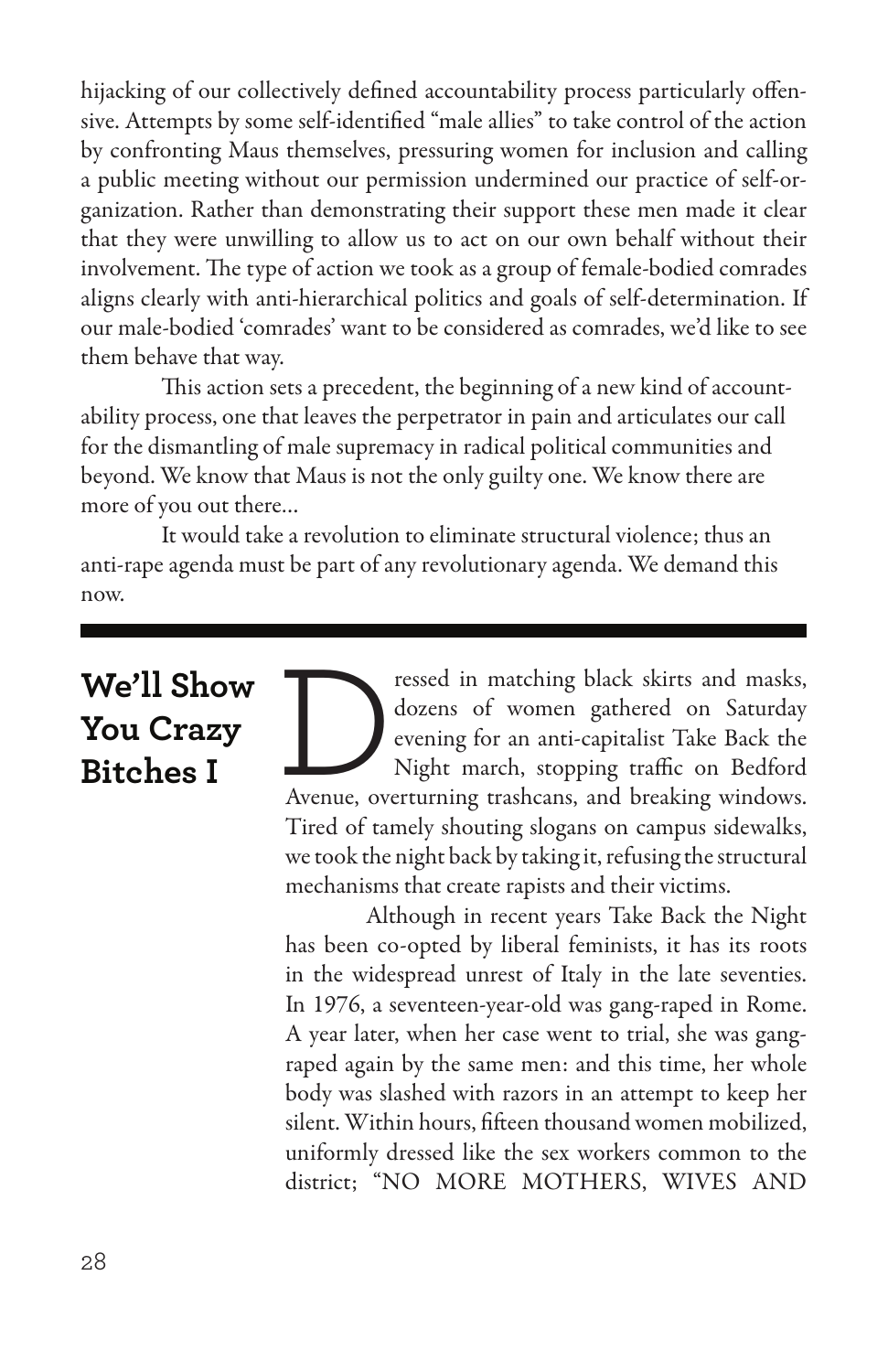hijacking of our collectively defined accountability process particularly offensive. Attempts by some self-identified "male allies" to take control of the action by confronting Maus themselves, pressuring women for inclusion and calling a public meeting without our permission undermined our practice of self-organization. Rather than demonstrating their support these men made it clear that they were unwilling to allow us to act on our own behalf without their involvement. The type of action we took as a group of female-bodied comrades aligns clearly with anti-hierarchical politics and goals of self-determination. If our male-bodied 'comrades' want to be considered as comrades, we'd like to see them behave that way.

This action sets a precedent, the beginning of a new kind of accountability process, one that leaves the perpetrator in pain and articulates our call for the dismantling of male supremacy in radical political communities and beyond. We know that Maus is not the only guilty one. We know there are more of you out there...

It would take a revolution to eliminate structural violence; thus an anti-rape agenda must be part of any revolutionary agenda. We demand this now.

---

## We'll Show You Crazy Bitches I

Dressed in matching black skirts and masks, dozens of women gathered on Saturday evening for an anti-capitalist Take Back the Night march, stopping traffic on Bedford Avenue, overturning trashcans, and breaking windows. Tired of tamely shouting slogans on campus sidewalks, we took the night back by taking it, refusing the structural mechanisms that create rapists and their victims.

Although in recent years Take Back the Night has been co-opted by liberal feminists, it has its roots in the widespread unrest of Italy in the late seventies. In 1976, a seventeen-year-old was gang-raped in Rome. A year later, when her case went to trial, she was gang-raped again by the same men: and this time, her whole body was slashed with razors in an attempt to keep her silent. Within hours, fifteen thousand women mobilized, uniformly dressed like the sex workers common to the district; "NO MORE MOTHERS, WIVES AND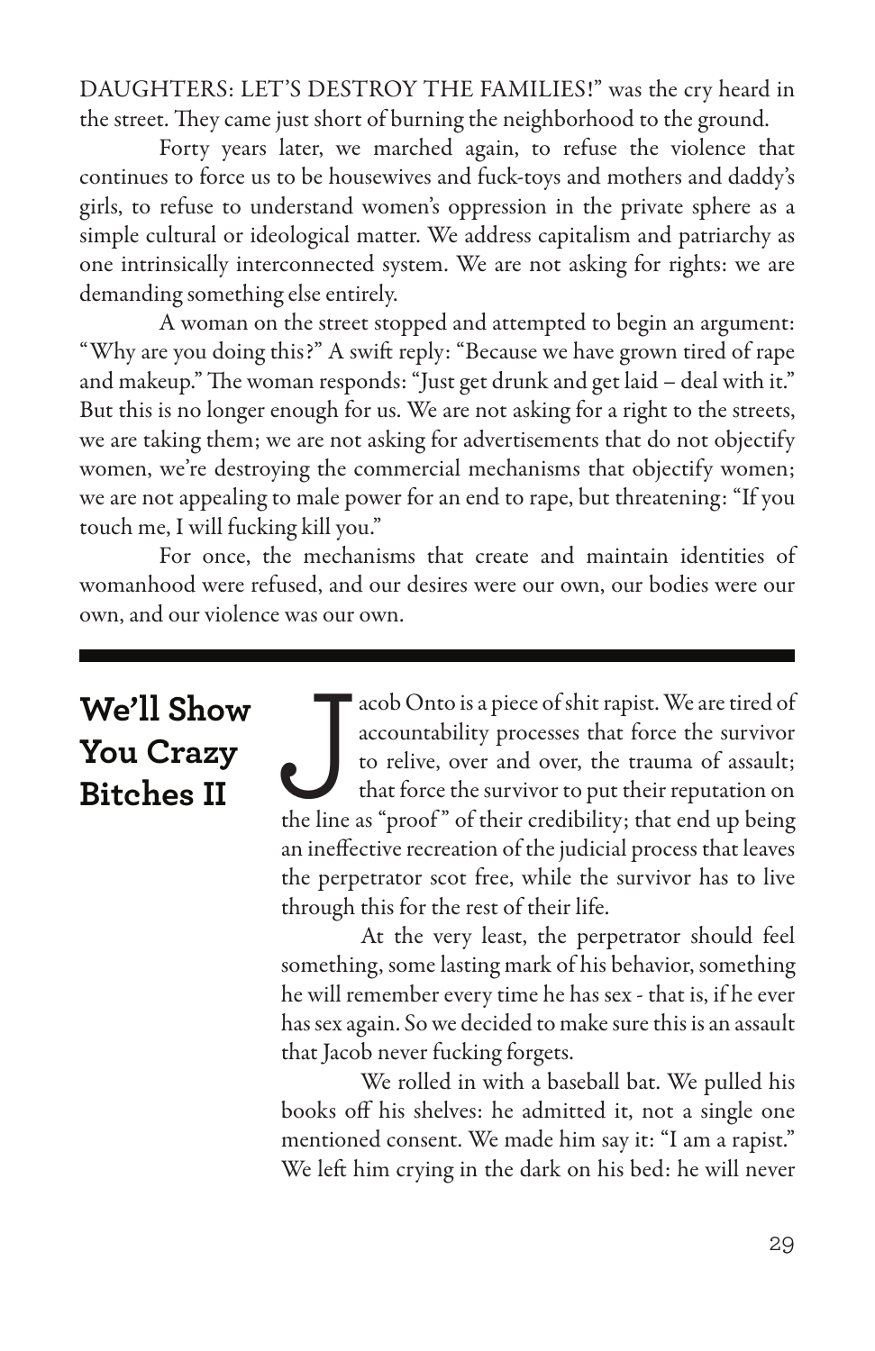DAUGHTERS: LET'S DESTROY THE FAMILIES!" was the cry heard in the street. They came just short of burning the neighborhood to the ground.

Forty years later, we marched again, to refuse the violence that continues to force us to be housewives and fuck-toys and mothers and daddy's girls, to refuse to understand women's oppression in the private sphere as a simple cultural or ideological matter. We address capitalism and patriarchy as one intrinsically interconnected system. We are not asking for rights: we are demanding something else entirely.

A woman on the street stopped and attempted to begin an argument: "Why are you doing this?" A swift reply: "Because we have grown tired of rape and makeup." The woman responds: "Just get drunk and get laid – deal with it." But this is no longer enough for us. We are not asking for a right to the streets, we are taking them; we are not asking for advertisements that do not objectify women, we're destroying the commercial mechanisms that objectify women; we are not appealing to male power for an end to rape, but threatening: "If you touch me, I will fucking kill you."

For once, the mechanisms that create and maintain identities of womanhood were refused, and our desires were our own, our bodies were our own, and our violence was our own.

---

## We'll Show You Crazy Bitches II

Jacob Onto is a piece of shit rapist. We are tired of accountability processes that force the survivor to relive, over and over, the trauma of assault; that force the survivor to put their reputation on the line as "proof" of their credibility; that end up being an ineffective recreation of the judicial process that leaves the perpetrator scot free, while the survivor has to live through this for the rest of their life.

At the very least, the perpetrator should feel something, some lasting mark of his behavior, something he will remember every time he has sex - that is, if he ever has sex again. So we decided to make sure this is an assault that Jacob never fucking forgets.

We rolled in with a baseball bat. We pulled his books off his shelves: he admitted it, not a single one mentioned consent. We made him say it: "I am a rapist." We left him crying in the dark on his bed: he will never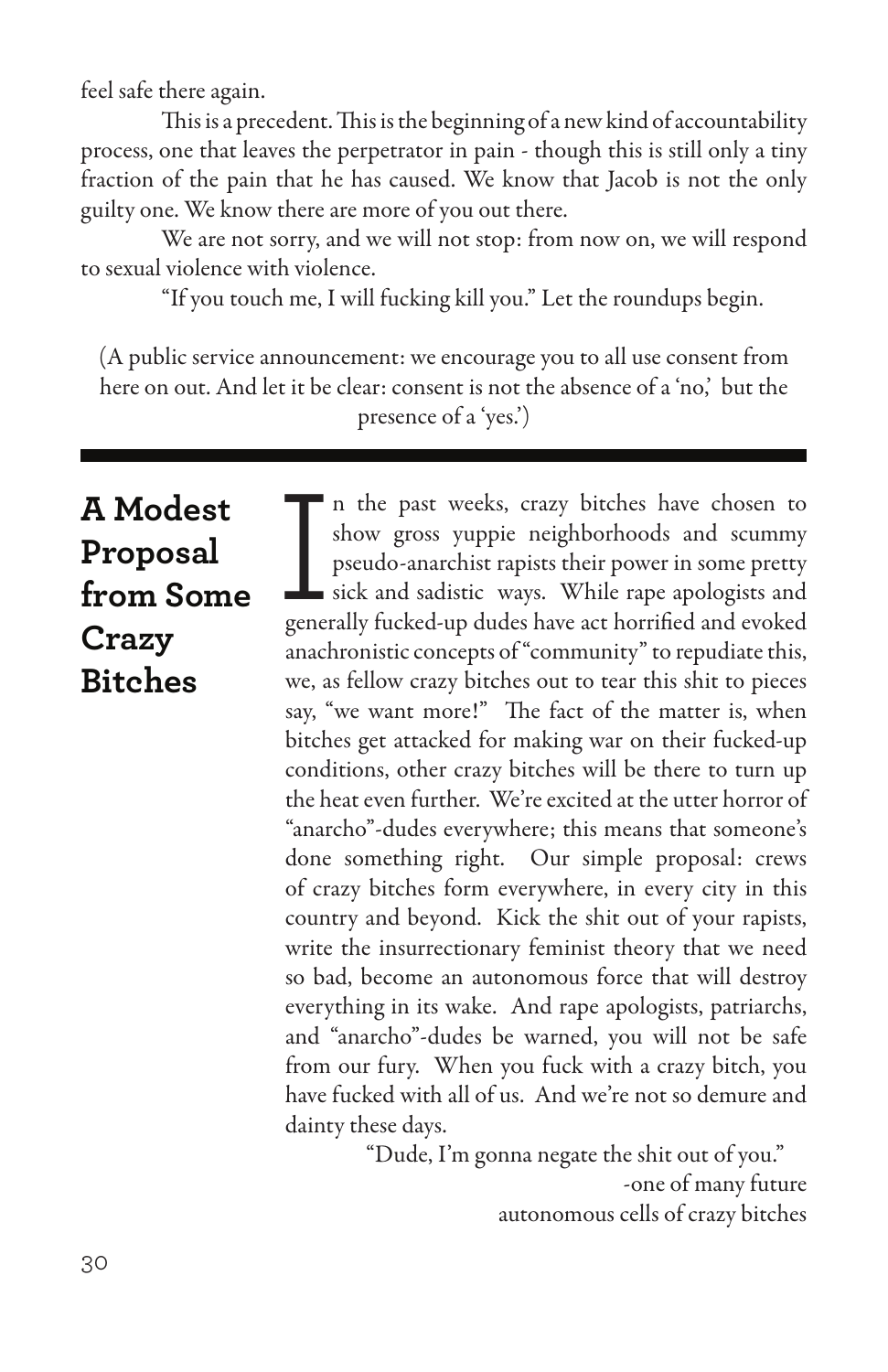feel safe there again.

This is a precedent. This is the beginning of a new kind of accountability process, one that leaves the perpetrator in pain - though this is still only a tiny fraction of the pain that he has caused. We know that Jacob is not the only guilty one. We know there are more of you out there.

We are not sorry, and we will not stop: from now on, we will respond to sexual violence with violence.

"If you touch me, I will fucking kill you." Let the roundups begin.

(A public service announcement: we encourage you to all use consent from here on out. And let it be clear: consent is not the absence of a 'no,' but the presence of a 'yes.')

---

## A Modest Proposal from Some Crazy Bitches

In the past weeks, crazy bitches have chosen to show gross yuppie neighborhoods and scummy pseudo-anarchist rapists their power in some pretty sick and sadistic ways. While rape apologists and generally fucked-up dudes have act horrified and evoked anachronistic concepts of "community" to repudiate this, we, as fellow crazy bitches out to tear this shit to pieces say, "we want more!" The fact of the matter is, when bitches get attacked for making war on their fucked-up conditions, other crazy bitches will be there to turn up the heat even further. We're excited at the utter horror of "anarcho"-dudes everywhere; this means that someone's done something right. Our simple proposal: crews of crazy bitches form everywhere, in every city in this country and beyond. Kick the shit out of your rapists, write the insurrectionary feminist theory that we need so bad, become an autonomous force that will destroy everything in its wake. And rape apologists, patriarchs, and "anarcho"-dudes be warned, you will not be safe from our fury. When you fuck with a crazy bitch, you have fucked with all of us. And we're not so demure and dainty these days.

"Dude, I'm gonna negate the shit out of you."

-one of many future autonomous cells of crazy bitches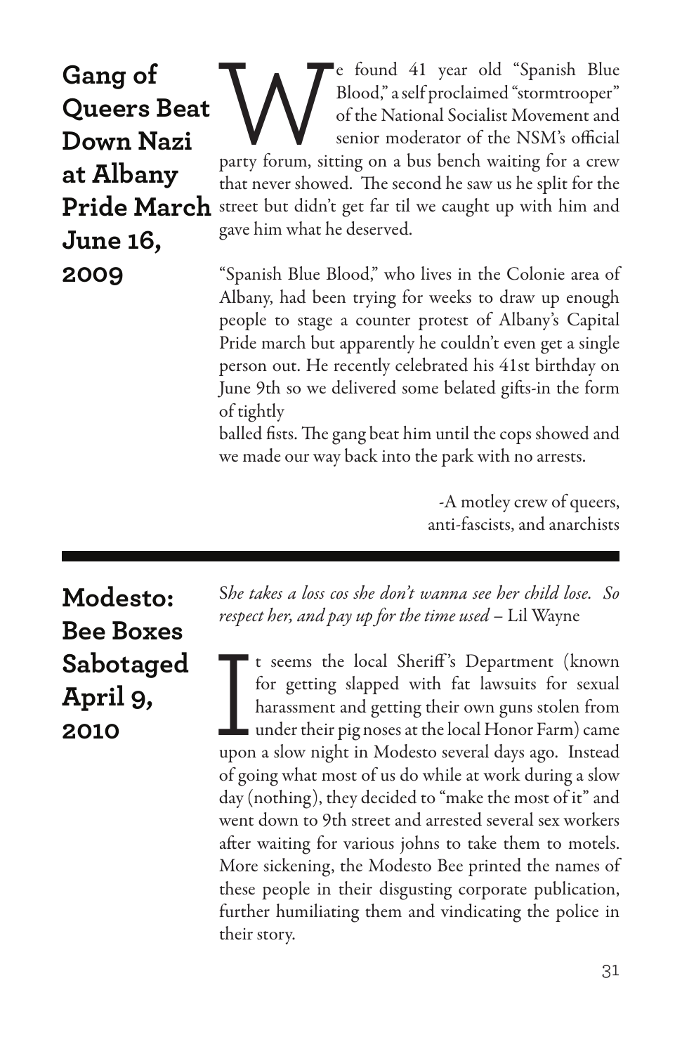## Gang of Queers Beat Down Nazi at Albany Pride March June 16, 2009

We found 41 year old "Spanish Blue Blood," a self proclaimed "stormtrooper" of the National Socialist Movement and senior moderator of the NSM's official party forum, sitting on a bus bench waiting for a crew that never showed. The second he saw us he split for the street but didn't get far til we caught up with him and gave him what he deserved.

"Spanish Blue Blood," who lives in the Colonie area of Albany, had been trying for weeks to draw up enough people to stage a counter protest of Albany's Capital Pride march but apparently he couldn't even get a single person out. He recently celebrated his 41st birthday on June 9th so we delivered some belated gifts-in the form of tightly balled fists. The gang beat him until the cops showed and we made our way back into the park with no arrests.

-A motley crew of queers, anti-fascists, and anarchists

---

## Modesto: Bee Boxes Sabotaged April 9, 2010

*She takes a loss cos she don't wanna see her child lose. So respect her, and pay up for the time used* – Lil Wayne

It seems the local Sheriff's Department (known for getting slapped with fat lawsuits for sexual harassment and getting their own guns stolen from under their pig noses at the local Honor Farm) came upon a slow night in Modesto several days ago. Instead of going what most of us do while at work during a slow day (nothing), they decided to "make the most of it" and went down to 9th street and arrested several sex workers after waiting for various johns to take them to motels. More sickening, the Modesto Bee printed the names of these people in their disgusting corporate publication, further humiliating them and vindicating the police in their story.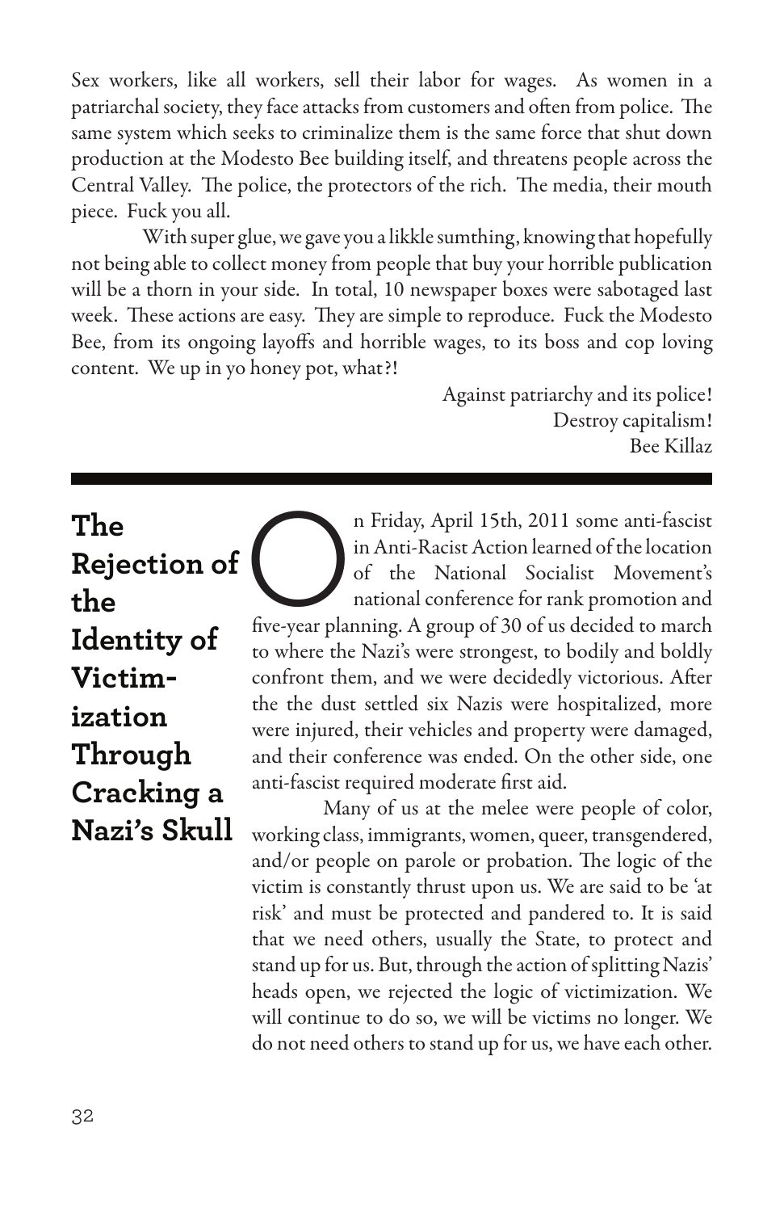Sex workers, like all workers, sell their labor for wages. As women in a patriarchal society, they face attacks from customers and often from police. The same system which seeks to criminalize them is the same force that shut down production at the Modesto Bee building itself, and threatens people across the Central Valley. The police, the protectors of the rich. The media, their mouth piece. Fuck you all.

With super glue, we gave you a likkle sumthing, knowing that hopefully not being able to collect money from people that buy your horrible publication will be a thorn in your side. In total, 10 newspaper boxes were sabotaged last week. These actions are easy. They are simple to reproduce. Fuck the Modesto Bee, from its ongoing layoffs and horrible wages, to its boss and cop loving content. We up in yo honey pot, what?!

Against patriarchy and its police!
Destroy capitalism!
Bee Killaz

---

## The Rejection of the Identity of Victimization Through Cracking a Nazi's Skull

On Friday, April 15th, 2011 some anti-fascist in Anti-Racist Action learned of the location of the National Socialist Movement's national conference for rank promotion and five-year planning. A group of 30 of us decided to march to where the Nazi's were strongest, to bodily and boldly confront them, and we were decidedly victorious. After the the dust settled six Nazis were hospitalized, more were injured, their vehicles and property were damaged, and their conference was ended. On the other side, one anti-fascist required moderate first aid.

Many of us at the melee were people of color, working class, immigrants, women, queer, transgendered, and/or people on parole or probation. The logic of the victim is constantly thrust upon us. We are said to be 'at risk' and must be protected and pandered to. It is said that we need others, usually the State, to protect and stand up for us. But, through the action of splitting Nazis' heads open, we rejected the logic of victimization. We will continue to do so, we will be victims no longer. We do not need others to stand up for us, we have each other.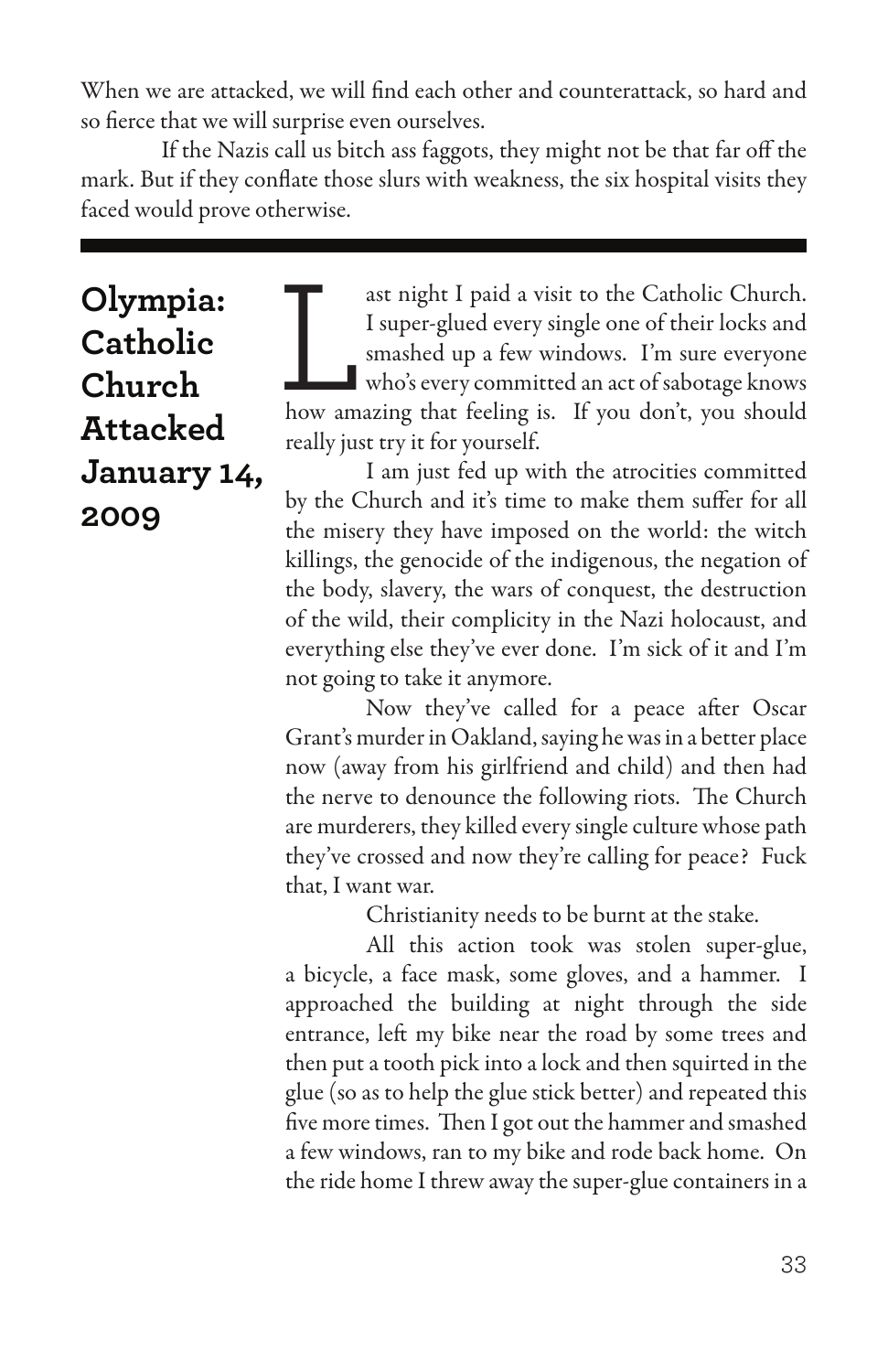When we are attacked, we will find each other and counterattack, so hard and so fierce that we will surprise even ourselves.

If the Nazis call us bitch ass faggots, they might not be that far off the mark. But if they conflate those slurs with weakness, the six hospital visits they faced would prove otherwise.

---

## Olympia: Catholic Church Attacked January 14, 2009

Last night I paid a visit to the Catholic Church. I super-glued every single one of their locks and smashed up a few windows. I'm sure everyone who's every committed an act of sabotage knows how amazing that feeling is. If you don't, you should really just try it for yourself.

I am just fed up with the atrocities committed by the Church and it's time to make them suffer for all the misery they have imposed on the world: the witch killings, the genocide of the indigenous, the negation of the body, slavery, the wars of conquest, the destruction of the wild, their complicity in the Nazi holocaust, and everything else they've ever done. I'm sick of it and I'm not going to take it anymore.

Now they've called for a peace after Oscar Grant's murder in Oakland, saying he was in a better place now (away from his girlfriend and child) and then had the nerve to denounce the following riots. The Church are murderers, they killed every single culture whose path they've crossed and now they're calling for peace? Fuck that, I want war.

Christianity needs to be burnt at the stake.

All this action took was stolen super-glue, a bicycle, a face mask, some gloves, and a hammer. I approached the building at night through the side entrance, left my bike near the road by some trees and then put a tooth pick into a lock and then squirted in the glue (so as to help the glue stick better) and repeated this five more times. Then I got out the hammer and smashed a few windows, ran to my bike and rode back home. On the ride home I threw away the super-glue containers in a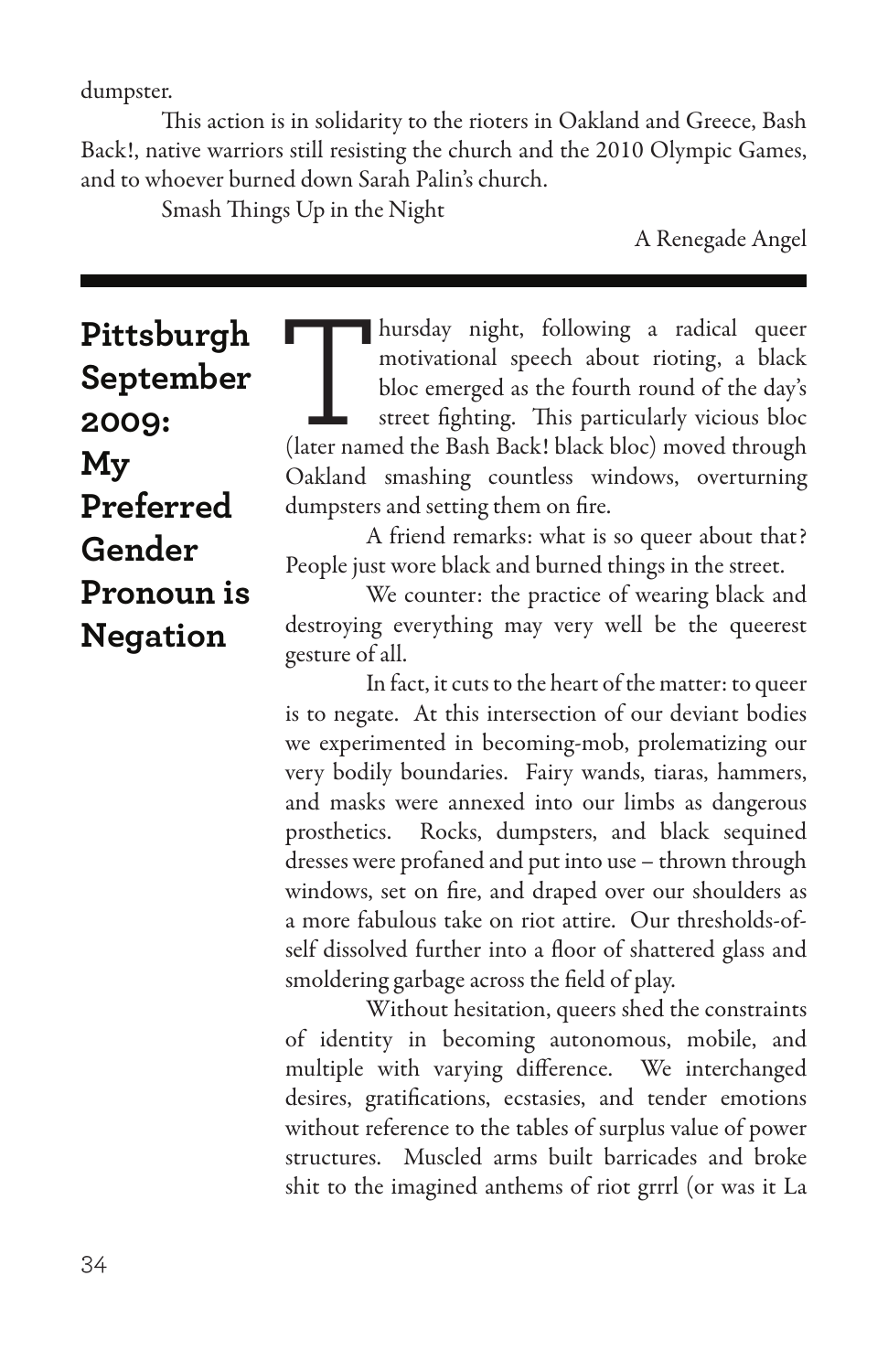dumpster.

This action is in solidarity to the rioters in Oakland and Greece, Bash Back!, native warriors still resisting the church and the 2010 Olympic Games, and to whoever burned down Sarah Palin's church.

Smash Things Up in the Night

A Renegade Angel

## Pittsburgh September 2009: My Preferred Gender Pronoun is Negation

Thursday night, following a radical queer motivational speech about rioting, a black bloc emerged as the fourth round of the day's street fighting. This particularly vicious bloc (later named the Bash Back! black bloc) moved through Oakland smashing countless windows, overturning dumpsters and setting them on fire.

A friend remarks: what is so queer about that? People just wore black and burned things in the street.

We counter: the practice of wearing black and destroying everything may very well be the queerest gesture of all.

In fact, it cuts to the heart of the matter: to queer is to negate. At this intersection of our deviant bodies we experimented in becoming-mob, prolematizing our very bodily boundaries. Fairy wands, tiaras, hammers, and masks were annexed into our limbs as dangerous prosthetics. Rocks, dumpsters, and black sequined dresses were profaned and put into use – thrown through windows, set on fire, and draped over our shoulders as a more fabulous take on riot attire. Our thresholds-of-self dissolved further into a floor of shattered glass and smoldering garbage across the field of play.

Without hesitation, queers shed the constraints of identity in becoming autonomous, mobile, and multiple with varying difference. We interchanged desires, gratifications, ecstasies, and tender emotions without reference to the tables of surplus value of power structures. Muscled arms built barricades and broke shit to the imagined anthems of riot grrrl (or was it La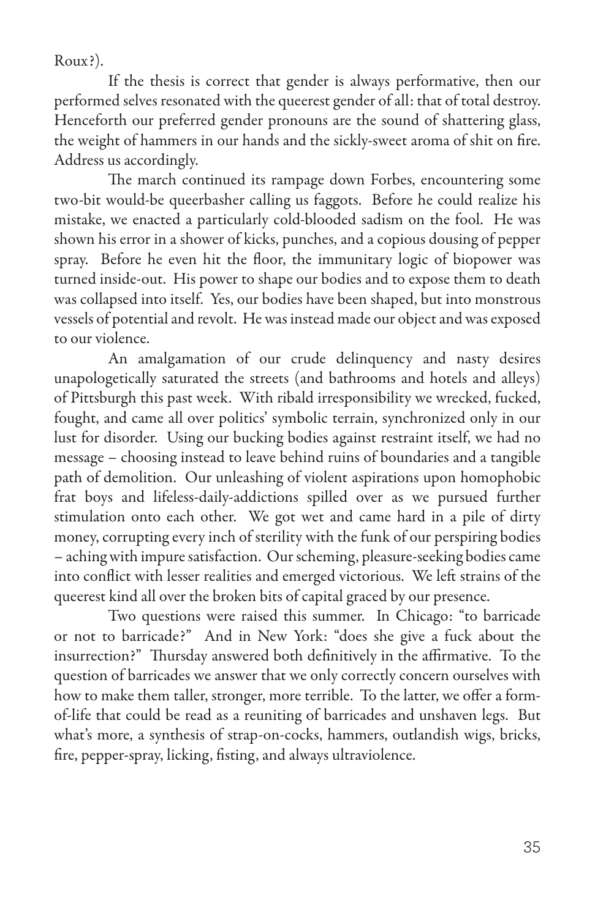Roux?).

If the thesis is correct that gender is always performative, then our performed selves resonated with the queerest gender of all: that of total destroy. Henceforth our preferred gender pronouns are the sound of shattering glass, the weight of hammers in our hands and the sickly-sweet aroma of shit on fire. Address us accordingly.

The march continued its rampage down Forbes, encountering some two-bit would-be queerbasher calling us faggots. Before he could realize his mistake, we enacted a particularly cold-blooded sadism on the fool. He was shown his error in a shower of kicks, punches, and a copious dousing of pepper spray. Before he even hit the floor, the immunitary logic of biopower was turned inside-out. His power to shape our bodies and to expose them to death was collapsed into itself. Yes, our bodies have been shaped, but into monstrous vessels of potential and revolt. He was instead made our object and was exposed to our violence.

An amalgamation of our crude delinquency and nasty desires unapologetically saturated the streets (and bathrooms and hotels and alleys) of Pittsburgh this past week. With ribald irresponsibility we wrecked, fucked, fought, and came all over politics' symbolic terrain, synchronized only in our lust for disorder. Using our bucking bodies against restraint itself, we had no message – choosing instead to leave behind ruins of boundaries and a tangible path of demolition. Our unleashing of violent aspirations upon homophobic frat boys and lifeless-daily-addictions spilled over as we pursued further stimulation onto each other. We got wet and came hard in a pile of dirty money, corrupting every inch of sterility with the funk of our perspiring bodies – aching with impure satisfaction. Our scheming, pleasure-seeking bodies came into conflict with lesser realities and emerged victorious. We left strains of the queerest kind all over the broken bits of capital graced by our presence.

Two questions were raised this summer. In Chicago: "to barricade or not to barricade?" And in New York: "does she give a fuck about the insurrection?" Thursday answered both definitively in the affirmative. To the question of barricades we answer that we only correctly concern ourselves with how to make them taller, stronger, more terrible. To the latter, we offer a form-of-life that could be read as a reuniting of barricades and unshaven legs. But what's more, a synthesis of strap-on-cocks, hammers, outlandish wigs, bricks, fire, pepper-spray, licking, fisting, and always ultraviolence.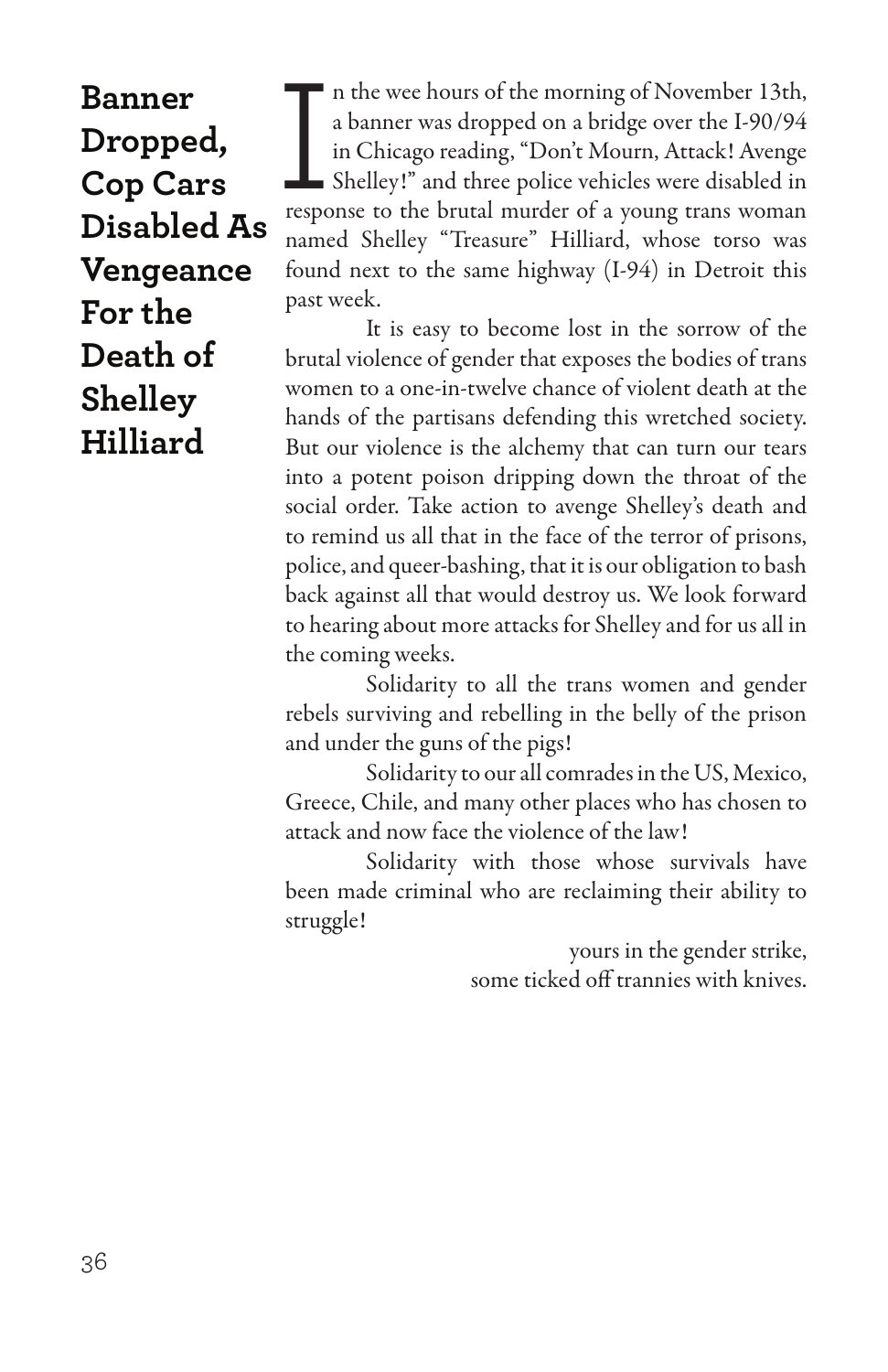## Banner Dropped, Cop Cars Disabled As Vengeance For the Death of Shelley Hilliard

In the wee hours of the morning of November 13th, a banner was dropped on a bridge over the I-90/94 in Chicago reading, "Don't Mourn, Attack! Avenge Shelley!" and three police vehicles were disabled in response to the brutal murder of a young trans woman named Shelley "Treasure" Hilliard, whose torso was found next to the same highway (I-94) in Detroit this past week.

It is easy to become lost in the sorrow of the brutal violence of gender that exposes the bodies of trans women to a one-in-twelve chance of violent death at the hands of the partisans defending this wretched society. But our violence is the alchemy that can turn our tears into a potent poison dripping down the throat of the social order. Take action to avenge Shelley's death and to remind us all that in the face of the terror of prisons, police, and queer-bashing, that it is our obligation to bash back against all that would destroy us. We look forward to hearing about more attacks for Shelley and for us all in the coming weeks.

Solidarity to all the trans women and gender rebels surviving and rebelling in the belly of the prison and under the guns of the pigs!

Solidarity to our all comrades in the US, Mexico, Greece, Chile, and many other places who has chosen to attack and now face the violence of the law!

Solidarity with those whose survivals have been made criminal who are reclaiming their ability to struggle!

yours in the gender strike,
some ticked off trannies with knives.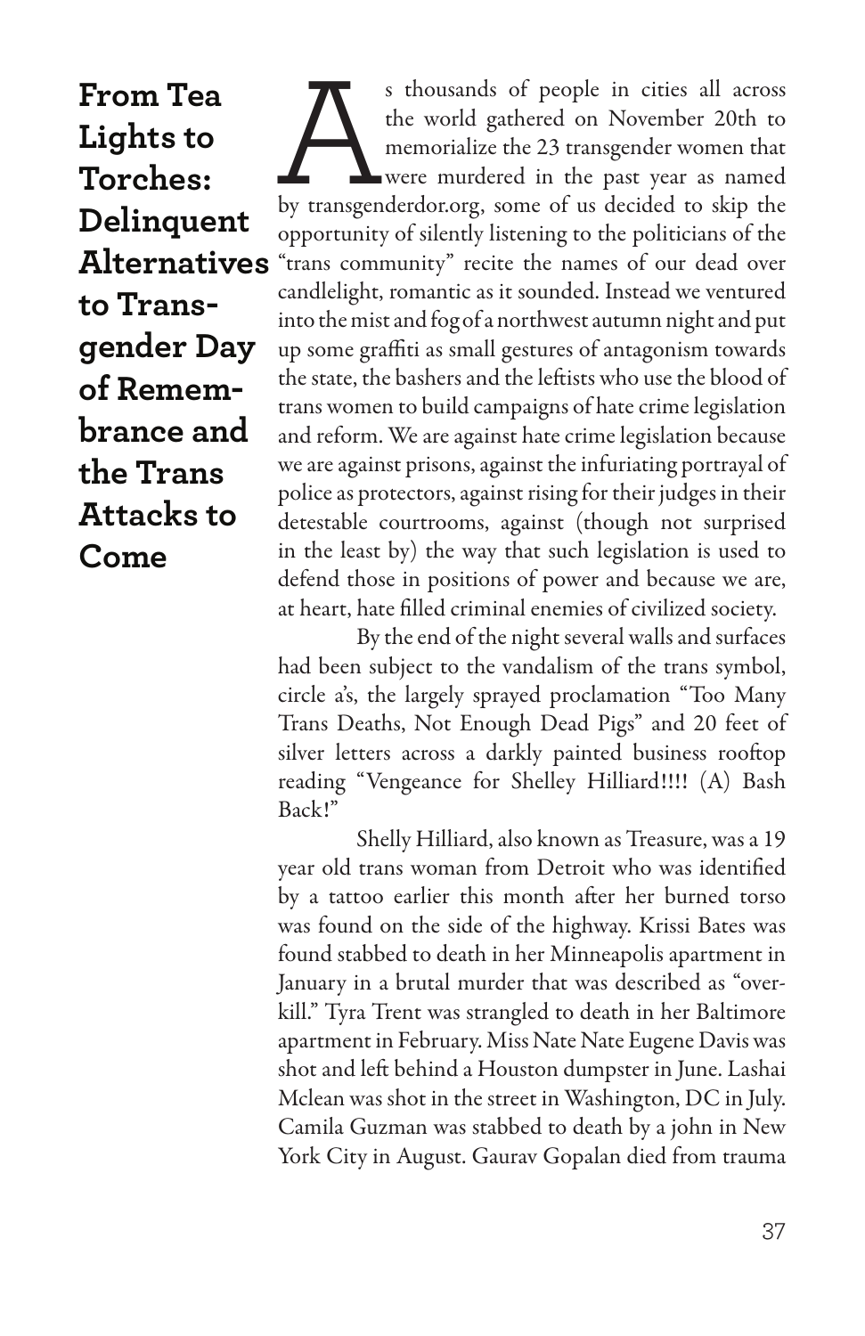# From Tea Lights to Torches: Delinquent Alternatives to Transgender Day of Remembrance and the Trans Attacks to Come

As thousands of people in cities all across the world gathered on November 20th to memorialize the 23 transgender women that were murdered in the past year as named by transgenderdor.org, some of us decided to skip the opportunity of silently listening to the politicians of the "trans community" recite the names of our dead over candlelight, romantic as it sounded. Instead we ventured into the mist and fog of a northwest autumn night and put up some graffiti as small gestures of antagonism towards the state, the bashers and the leftists who use the blood of trans women to build campaigns of hate crime legislation and reform. We are against hate crime legislation because we are against prisons, against the infuriating portrayal of police as protectors, against rising for their judges in their detestable courtrooms, against (though not surprised in the least by) the way that such legislation is used to defend those in positions of power and because we are, at heart, hate filled criminal enemies of civilized society.

By the end of the night several walls and surfaces had been subject to the vandalism of the trans symbol, circle a's, the largely sprayed proclamation "Too Many Trans Deaths, Not Enough Dead Pigs" and 20 feet of silver letters across a darkly painted business rooftop reading "Vengeance for Shelley Hilliard!!!! (A) Bash Back!"

Shelly Hilliard, also known as Treasure, was a 19 year old trans woman from Detroit who was identified by a tattoo earlier this month after her burned torso was found on the side of the highway. Krissi Bates was found stabbed to death in her Minneapolis apartment in January in a brutal murder that was described as "overkill." Tyra Trent was strangled to death in her Baltimore apartment in February. Miss Nate Nate Eugene Davis was shot and left behind a Houston dumpster in June. Lashai Mclean was shot in the street in Washington, DC in July. Camila Guzman was stabbed to death by a john in New York City in August. Gaurav Gopalan died from trauma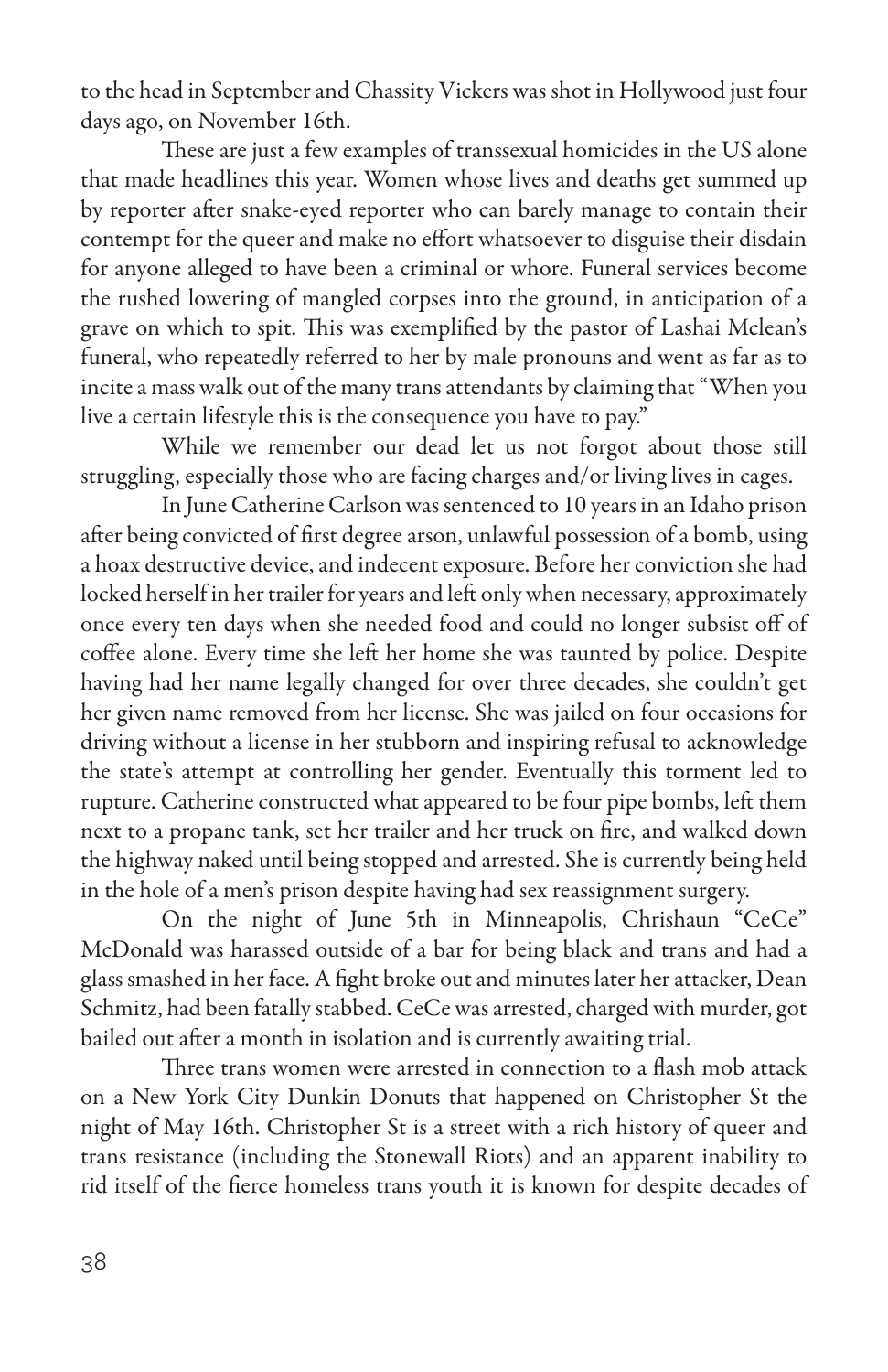to the head in September and Chassity Vickers was shot in Hollywood just four days ago, on November 16th.

These are just a few examples of transsexual homicides in the US alone that made headlines this year. Women whose lives and deaths get summed up by reporter after snake-eyed reporter who can barely manage to contain their contempt for the queer and make no effort whatsoever to disguise their disdain for anyone alleged to have been a criminal or whore. Funeral services become the rushed lowering of mangled corpses into the ground, in anticipation of a grave on which to spit. This was exemplified by the pastor of Lashai Mclean's funeral, who repeatedly referred to her by male pronouns and went as far as to incite a mass walk out of the many trans attendants by claiming that "When you live a certain lifestyle this is the consequence you have to pay."

While we remember our dead let us not forgot about those still struggling, especially those who are facing charges and/or living lives in cages.

In June Catherine Carlson was sentenced to 10 years in an Idaho prison after being convicted of first degree arson, unlawful possession of a bomb, using a hoax destructive device, and indecent exposure. Before her conviction she had locked herself in her trailer for years and left only when necessary, approximately once every ten days when she needed food and could no longer subsist off of coffee alone. Every time she left her home she was taunted by police. Despite having had her name legally changed for over three decades, she couldn't get her given name removed from her license. She was jailed on four occasions for driving without a license in her stubborn and inspiring refusal to acknowledge the state's attempt at controlling her gender. Eventually this torment led to rupture. Catherine constructed what appeared to be four pipe bombs, left them next to a propane tank, set her trailer and her truck on fire, and walked down the highway naked until being stopped and arrested. She is currently being held in the hole of a men's prison despite having had sex reassignment surgery.

On the night of June 5th in Minneapolis, Chrishaun "CeCe" McDonald was harassed outside of a bar for being black and trans and had a glass smashed in her face. A fight broke out and minutes later her attacker, Dean Schmitz, had been fatally stabbed. CeCe was arrested, charged with murder, got bailed out after a month in isolation and is currently awaiting trial.

Three trans women were arrested in connection to a flash mob attack on a New York City Dunkin Donuts that happened on Christopher St the night of May 16th. Christopher St is a street with a rich history of queer and trans resistance (including the Stonewall Riots) and an apparent inability to rid itself of the fierce homeless trans youth it is known for despite decades of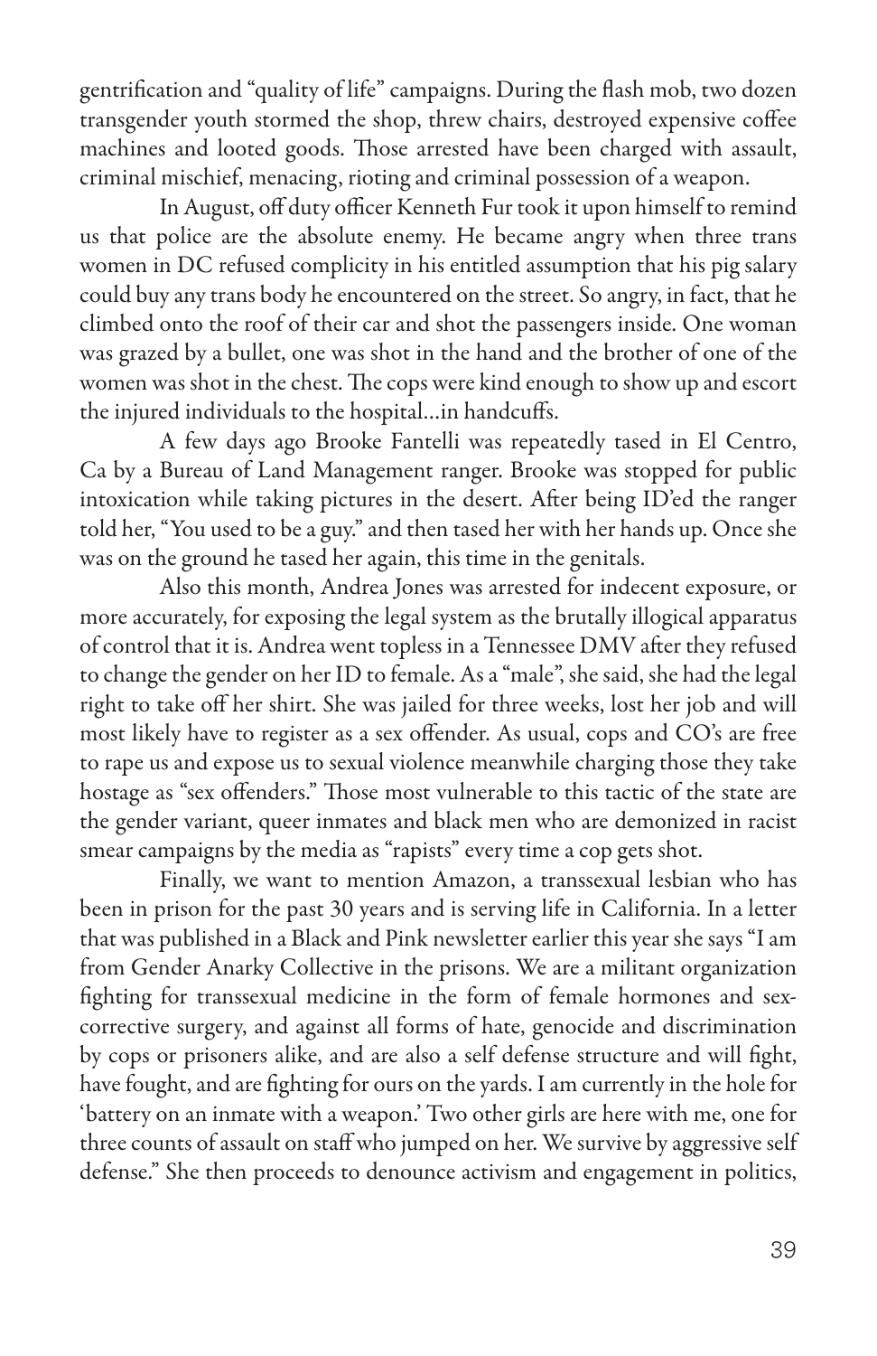gentrification and "quality of life" campaigns. During the flash mob, two dozen transgender youth stormed the shop, threw chairs, destroyed expensive coffee machines and looted goods. Those arrested have been charged with assault, criminal mischief, menacing, rioting and criminal possession of a weapon.

In August, off duty officer Kenneth Fur took it upon himself to remind us that police are the absolute enemy. He became angry when three trans women in DC refused complicity in his entitled assumption that his pig salary could buy any trans body he encountered on the street. So angry, in fact, that he climbed onto the roof of their car and shot the passengers inside. One woman was grazed by a bullet, one was shot in the hand and the brother of one of the women was shot in the chest. The cops were kind enough to show up and escort the injured individuals to the hospital...in handcuffs.

A few days ago Brooke Fantelli was repeatedly tased in El Centro, Ca by a Bureau of Land Management ranger. Brooke was stopped for public intoxication while taking pictures in the desert. After being ID'ed the ranger told her, "You used to be a guy." and then tased her with her hands up. Once she was on the ground he tased her again, this time in the genitals.

Also this month, Andrea Jones was arrested for indecent exposure, or more accurately, for exposing the legal system as the brutally illogical apparatus of control that it is. Andrea went topless in a Tennessee DMV after they refused to change the gender on her ID to female. As a "male", she said, she had the legal right to take off her shirt. She was jailed for three weeks, lost her job and will most likely have to register as a sex offender. As usual, cops and CO's are free to rape us and expose us to sexual violence meanwhile charging those they take hostage as "sex offenders." Those most vulnerable to this tactic of the state are the gender variant, queer inmates and black men who are demonized in racist smear campaigns by the media as "rapists" every time a cop gets shot.

Finally, we want to mention Amazon, a transsexual lesbian who has been in prison for the past 30 years and is serving life in California. In a letter that was published in a Black and Pink newsletter earlier this year she says "I am from Gender Anarky Collective in the prisons. We are a militant organization fighting for transsexual medicine in the form of female hormones and sex-corrective surgery, and against all forms of hate, genocide and discrimination by cops or prisoners alike, and are also a self defense structure and will fight, have fought, and are fighting for ours on the yards. I am currently in the hole for 'battery on an inmate with a weapon.' Two other girls are here with me, one for three counts of assault on staff who jumped on her. We survive by aggressive self defense." She then proceeds to denounce activism and engagement in politics,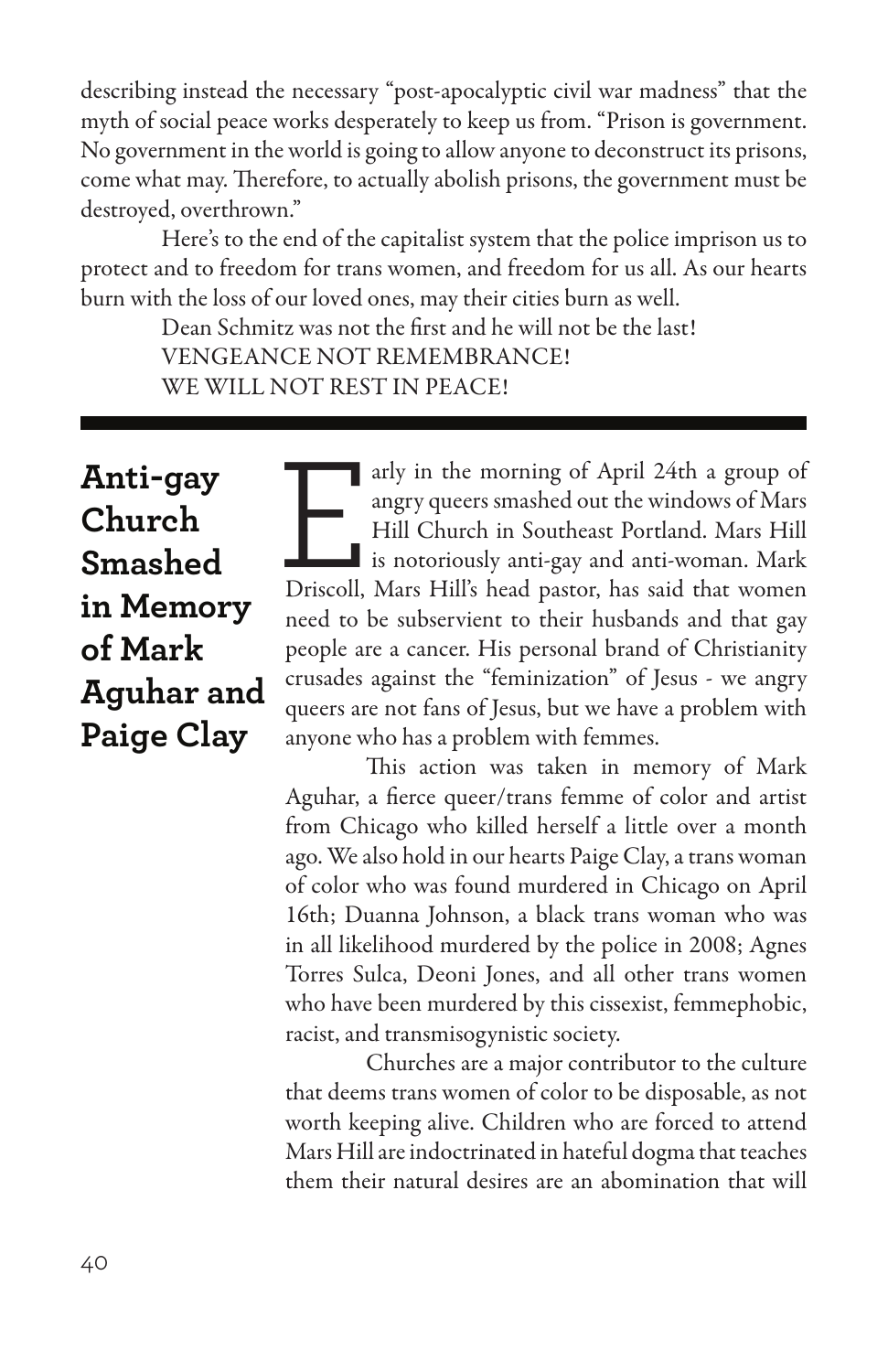describing instead the necessary "post-apocalyptic civil war madness" that the myth of social peace works desperately to keep us from. "Prison is government. No government in the world is going to allow anyone to deconstruct its prisons, come what may. Therefore, to actually abolish prisons, the government must be destroyed, overthrown."

Here's to the end of the capitalist system that the police imprison us to protect and to freedom for trans women, and freedom for us all. As our hearts burn with the loss of our loved ones, may their cities burn as well.

Dean Schmitz was not the first and he will not be the last!
VENGEANCE NOT REMEMBRANCE!
WE WILL NOT REST IN PEACE!

---

## Anti-gay Church Smashed in Memory of Mark Aguhar and Paige Clay

Early in the morning of April 24th a group of angry queers smashed out the windows of Mars Hill Church in Southeast Portland. Mars Hill is notoriously anti-gay and anti-woman. Mark Driscoll, Mars Hill's head pastor, has said that women need to be subservient to their husbands and that gay people are a cancer. His personal brand of Christianity crusades against the "feminization" of Jesus - we angry queers are not fans of Jesus, but we have a problem with anyone who has a problem with femmes.

This action was taken in memory of Mark Aguhar, a fierce queer/trans femme of color and artist from Chicago who killed herself a little over a month ago. We also hold in our hearts Paige Clay, a trans woman of color who was found murdered in Chicago on April 16th; Duanna Johnson, a black trans woman who was in all likelihood murdered by the police in 2008; Agnes Torres Sulca, Deoni Jones, and all other trans women who have been murdered by this cissexist, femmephobic, racist, and transmisogynistic society.

Churches are a major contributor to the culture that deems trans women of color to be disposable, as not worth keeping alive. Children who are forced to attend Mars Hill are indoctrinated in hateful dogma that teaches them their natural desires are an abomination that will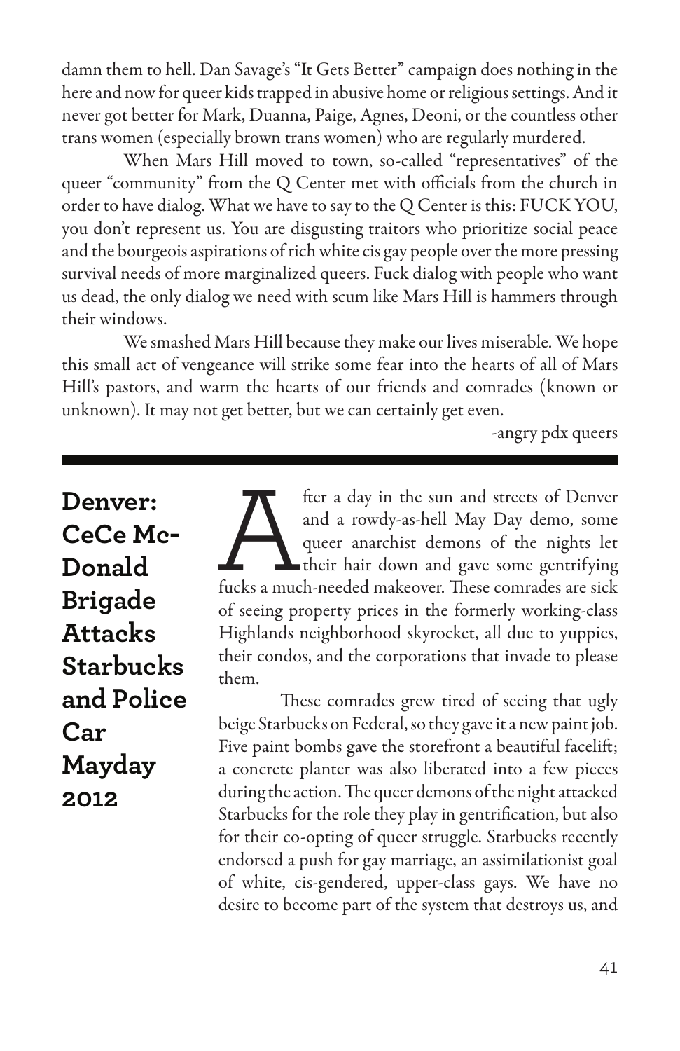damn them to hell. Dan Savage's "It Gets Better" campaign does nothing in the here and now for queer kids trapped in abusive home or religious settings. And it never got better for Mark, Duanna, Paige, Agnes, Deoni, or the countless other trans women (especially brown trans women) who are regularly murdered.

When Mars Hill moved to town, so-called "representatives" of the queer "community" from the Q Center met with officials from the church in order to have dialog. What we have to say to the Q Center is this: FUCK YOU, you don't represent us. You are disgusting traitors who prioritize social peace and the bourgeois aspirations of rich white cis gay people over the more pressing survival needs of more marginalized queers. Fuck dialog with people who want us dead, the only dialog we need with scum like Mars Hill is hammers through their windows.

We smashed Mars Hill because they make our lives miserable. We hope this small act of vengeance will strike some fear into the hearts of all of Mars Hill's pastors, and warm the hearts of our friends and comrades (known or unknown). It may not get better, but we can certainly get even.

-angry pdx queers

---

## Denver: CeCe McDonald Brigade Attacks Starbucks and Police Car Mayday 2012

After a day in the sun and streets of Denver and a rowdy-as-hell May Day demo, some queer anarchist demons of the nights let their hair down and gave some gentrifying fucks a much-needed makeover. These comrades are sick of seeing property prices in the formerly working-class Highlands neighborhood skyrocket, all due to yuppies, their condos, and the corporations that invade to please them.

These comrades grew tired of seeing that ugly beige Starbucks on Federal, so they gave it a new paint job. Five paint bombs gave the storefront a beautiful facelift; a concrete planter was also liberated into a few pieces during the action. The queer demons of the night attacked Starbucks for the role they play in gentrification, but also for their co-opting of queer struggle. Starbucks recently endorsed a push for gay marriage, an assimilationist goal of white, cis-gendered, upper-class gays. We have no desire to become part of the system that destroys us, and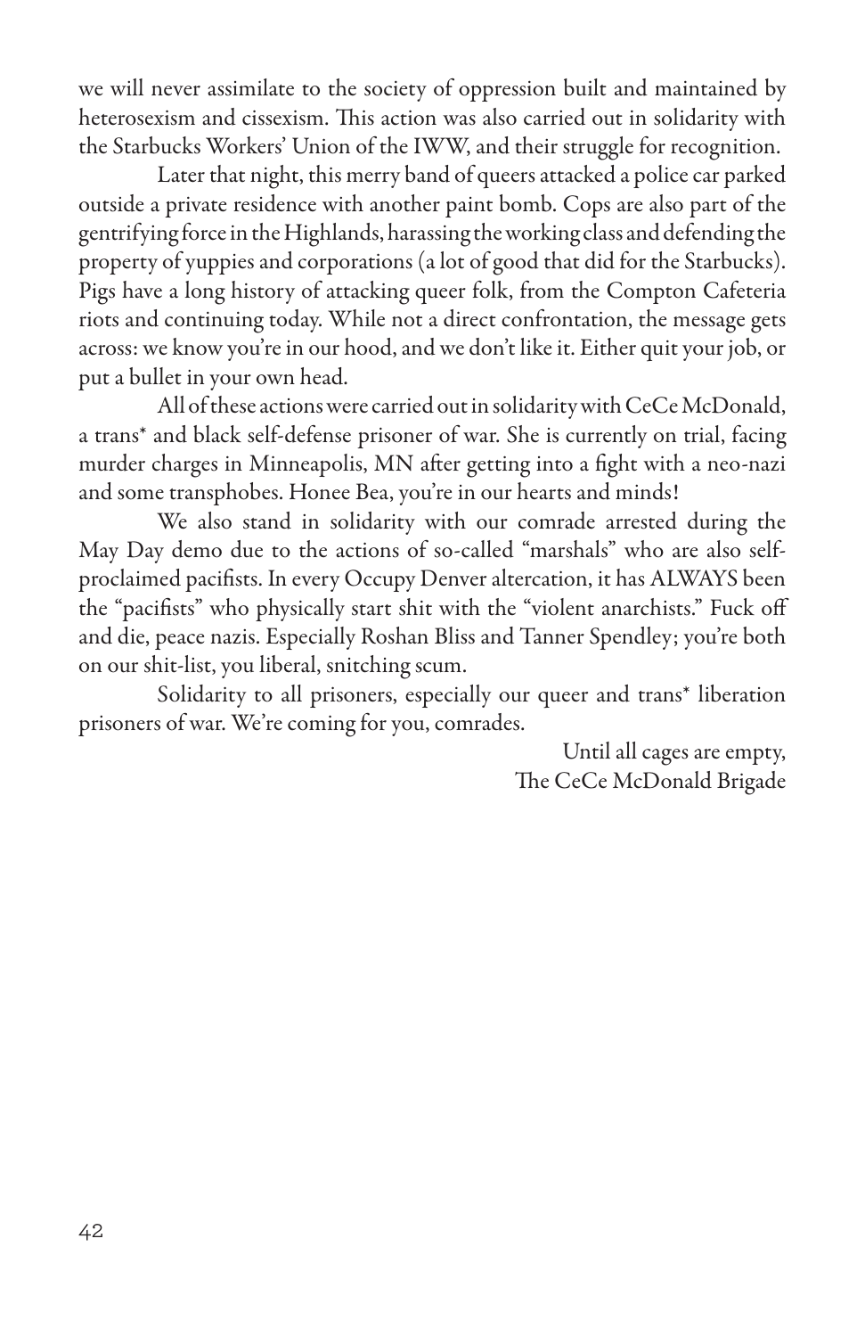we will never assimilate to the society of oppression built and maintained by heterosexism and cissexism. This action was also carried out in solidarity with the Starbucks Workers' Union of the IWW, and their struggle for recognition.

Later that night, this merry band of queers attacked a police car parked outside a private residence with another paint bomb. Cops are also part of the gentrifying force in the Highlands, harassing the working class and defending the property of yuppies and corporations (a lot of good that did for the Starbucks). Pigs have a long history of attacking queer folk, from the Compton Cafeteria riots and continuing today. While not a direct confrontation, the message gets across: we know you're in our hood, and we don't like it. Either quit your job, or put a bullet in your own head.

All of these actions were carried out in solidarity with CeCe McDonald, a trans* and black self-defense prisoner of war. She is currently on trial, facing murder charges in Minneapolis, MN after getting into a fight with a neo-nazi and some transphobes. Honee Bea, you're in our hearts and minds!

We also stand in solidarity with our comrade arrested during the May Day demo due to the actions of so-called "marshals" who are also self-proclaimed pacifists. In every Occupy Denver altercation, it has ALWAYS been the "pacifists" who physically start shit with the "violent anarchists." Fuck off and die, peace nazis. Especially Roshan Bliss and Tanner Spendley; you're both on our shit-list, you liberal, snitching scum.

Solidarity to all prisoners, especially our queer and trans* liberation prisoners of war. We're coming for you, comrades.

Until all cages are empty,
The CeCe McDonald Brigade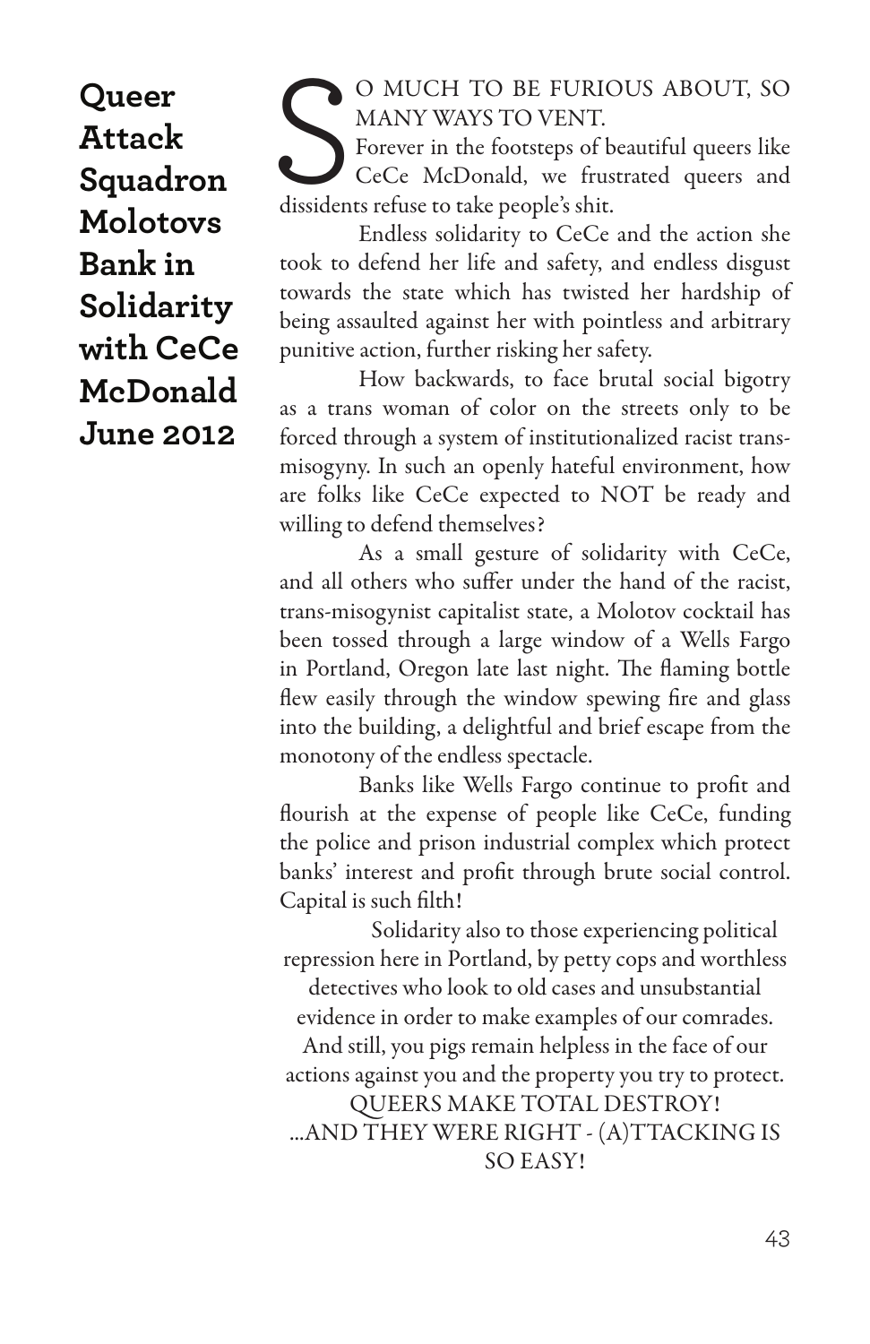# Queer Attack Squadron Molotovs Bank in Solidarity with CeCe McDonald June 2012

SO MUCH TO BE FURIOUS ABOUT, SO MANY WAYS TO VENT.

Forever in the footsteps of beautiful queers like CeCe McDonald, we frustrated queers and dissidents refuse to take people's shit.

Endless solidarity to CeCe and the action she took to defend her life and safety, and endless disgust towards the state which has twisted her hardship of being assaulted against her with pointless and arbitrary punitive action, further risking her safety.

How backwards, to face brutal social bigotry as a trans woman of color on the streets only to be forced through a system of institutionalized racist trans-misogyny. In such an openly hateful environment, how are folks like CeCe expected to NOT be ready and willing to defend themselves?

As a small gesture of solidarity with CeCe, and all others who suffer under the hand of the racist, trans-misogynist capitalist state, a Molotov cocktail has been tossed through a large window of a Wells Fargo in Portland, Oregon late last night. The flaming bottle flew easily through the window spewing fire and glass into the building, a delightful and brief escape from the monotony of the endless spectacle.

Banks like Wells Fargo continue to profit and flourish at the expense of people like CeCe, funding the police and prison industrial complex which protect banks' interest and profit through brute social control. Capital is such filth!

Solidarity also to those experiencing political repression here in Portland, by petty cops and worthless detectives who look to old cases and unsubstantial evidence in order to make examples of our comrades. And still, you pigs remain helpless in the face of our actions against you and the property you try to protect.

QUEERS MAKE TOTAL DESTROY!

...AND THEY WERE RIGHT - (A)TTACKING IS SO EASY!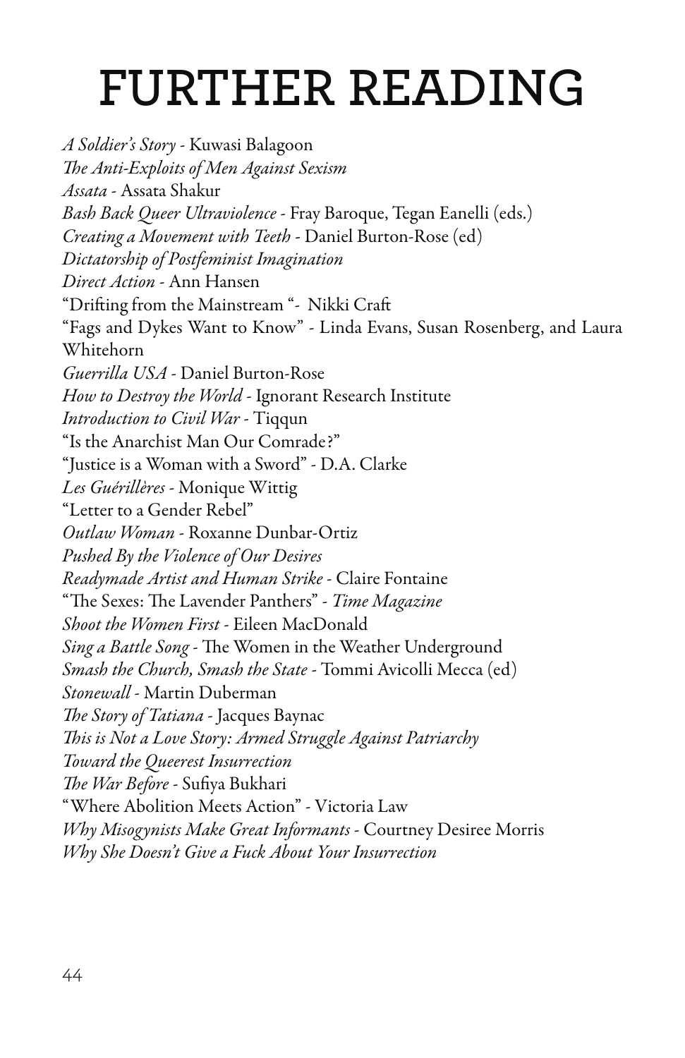# FURTHER READING

*A Soldier's Story* - Kuwasi Balagoon
*The Anti-Exploits of Men Against Sexism*
*Assata* - Assata Shakur
*Bash Back Queer Ultraviolence* - Fray Baroque, Tegan Eanelli (eds.)
*Creating a Movement with Teeth* - Daniel Burton-Rose (ed)
*Dictatorship of Postfeminist Imagination*
*Direct Action* - Ann Hansen
"Drifting from the Mainstream "- Nikki Craft
"Fags and Dykes Want to Know" - Linda Evans, Susan Rosenberg, and Laura Whitehorn
*Guerrilla USA* - Daniel Burton-Rose
*How to Destroy the World* - Ignorant Research Institute
*Introduction to Civil War* - Tiqqun
"Is the Anarchist Man Our Comrade?"
"Justice is a Woman with a Sword" - D.A. Clarke
*Les Guérillères* - Monique Wittig
"Letter to a Gender Rebel"
*Outlaw Woman* - Roxanne Dunbar-Ortiz
*Pushed By the Violence of Our Desires*
*Readymade Artist and Human Strike* - Claire Fontaine
"The Sexes: The Lavender Panthers" - *Time Magazine*
*Shoot the Women First* - Eileen MacDonald
*Sing a Battle Song* - The Women in the Weather Underground
*Smash the Church, Smash the State* - Tommi Avicolli Mecca (ed)
*Stonewall* - Martin Duberman
*The Story of Tatiana* - Jacques Baynac
*This is Not a Love Story: Armed Struggle Against Patriarchy*
*Toward the Queerest Insurrection*
*The War Before* - Sufiya Bukhari
"Where Abolition Meets Action" - Victoria Law
*Why Misogynists Make Great Informants* - Courtney Desiree Morris
*Why She Doesn't Give a Fuck About Your Insurrection*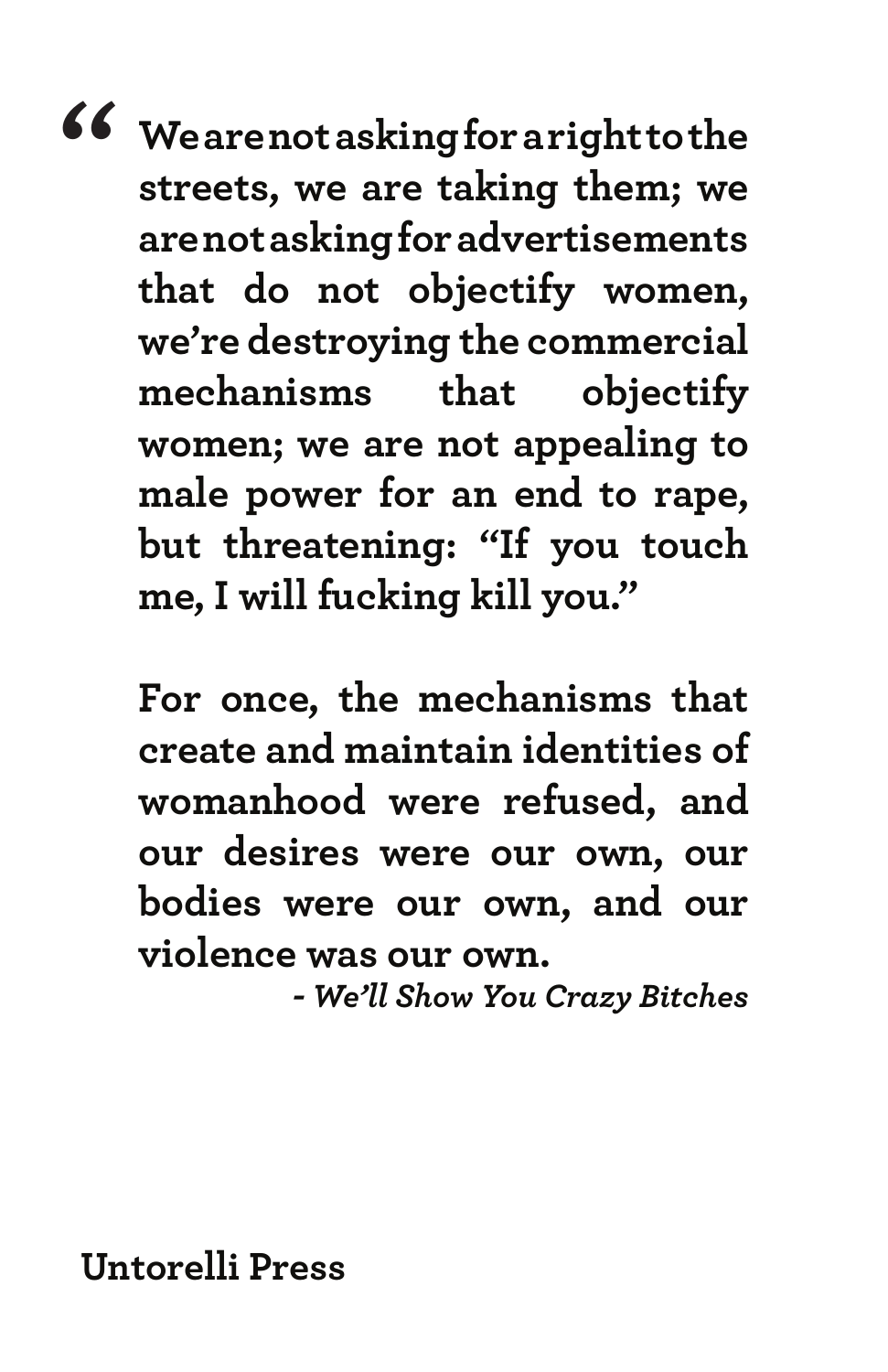"We are not asking for a right to the streets, we are taking them; we are not asking for advertisements that do not objectify women, we're destroying the commercial mechanisms that objectify women; we are not appealing to male power for an end to rape, but threatening: "If you touch me, I will fucking kill you."

For once, the mechanisms that create and maintain identities of womanhood were refused, and our desires were our own, our bodies were our own, and our violence was our own.

*- We'll Show You Crazy Bitches*

**Untorelli Press**